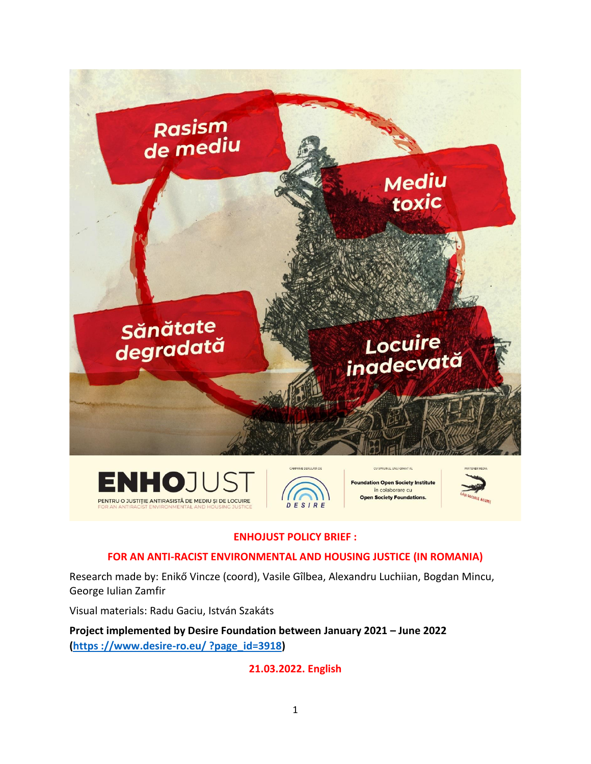Rasism de mediu

Mediu toxic

Sănătate degradată

Locuire inadecvată

ENHOJUST

PENTRU O JUSTIȚIE ANTIRASISTĂ DE MEDIU ȘI DE LOCUIRE
FOR AN ANTIRACIST ENVIRONMENTAL AND HOUSING JUSTICE

CAMPANIE DERULATĂ DE

DESIRE

CU SPRIJINUL UNUI GRANT AL

Foundation Open Society Institute
în colaborare cu
Open Society Foundations.

PARTENER MEDIA

CASE SOCIALE ACUM!

## ENHOJUST POLICY BRIEF :

## FOR AN ANTI-RACIST ENVIRONMENTAL AND HOUSING JUSTICE (IN ROMANIA)

Research made by: Enikő Vincze (coord), Vasile Gîlbea, Alexandru Luchiian, Bogdan Mincu, George Iulian Zamfir

Visual materials: Radu Gaciu, István Szakáts

**Project implemented by Desire Foundation between January 2021 – June 2022 (https ://www.desire-ro.eu/ ?page_id=3918)**

**21.03.2022. English**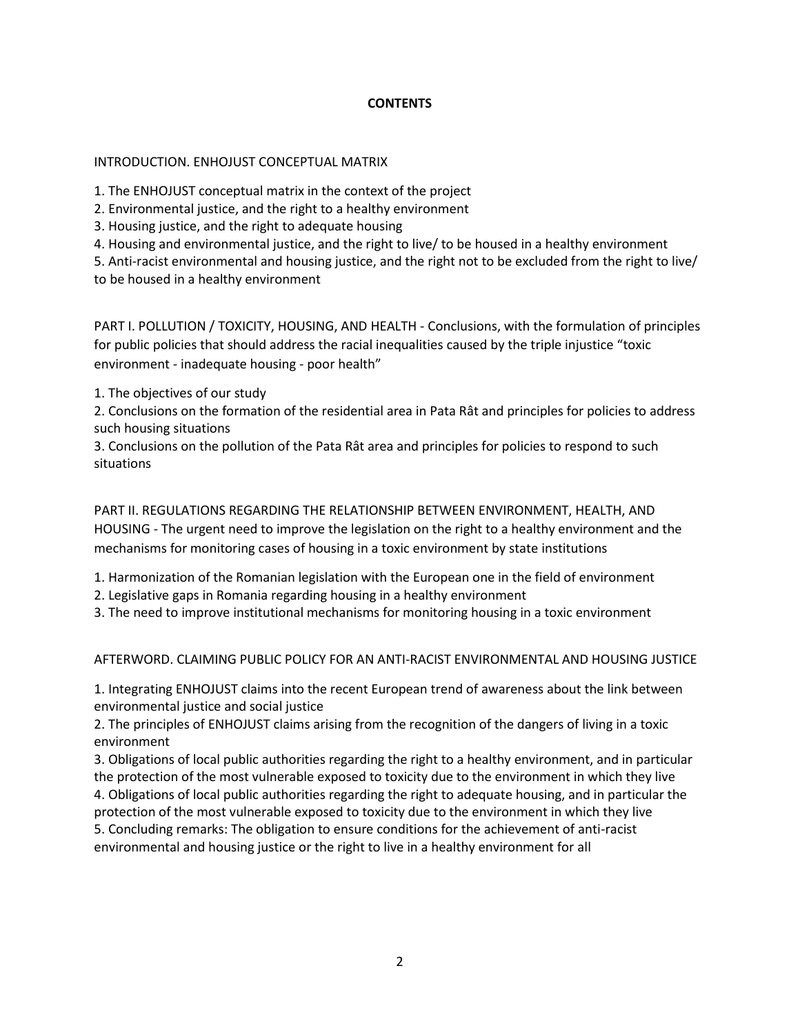# CONTENTS

INTRODUCTION. ENHOJUST CONCEPTUAL MATRIX

1. The ENHOJUST conceptual matrix in the context of the project
2. Environmental justice, and the right to a healthy environment
3. Housing justice, and the right to adequate housing
4. Housing and environmental justice, and the right to live/ to be housed in a healthy environment
5. Anti-racist environmental and housing justice, and the right not to be excluded from the right to live/ to be housed in a healthy environment

PART I. POLLUTION / TOXICITY, HOUSING, AND HEALTH - Conclusions, with the formulation of principles for public policies that should address the racial inequalities caused by the triple injustice "toxic environment - inadequate housing - poor health"

1. The objectives of our study
2. Conclusions on the formation of the residential area in Pata Rât and principles for policies to address such housing situations
3. Conclusions on the pollution of the Pata Rât area and principles for policies to respond to such situations

PART II. REGULATIONS REGARDING THE RELATIONSHIP BETWEEN ENVIRONMENT, HEALTH, AND HOUSING - The urgent need to improve the legislation on the right to a healthy environment and the mechanisms for monitoring cases of housing in a toxic environment by state institutions

1. Harmonization of the Romanian legislation with the European one in the field of environment
2. Legislative gaps in Romania regarding housing in a healthy environment
3. The need to improve institutional mechanisms for monitoring housing in a toxic environment

AFTERWORD. CLAIMING PUBLIC POLICY FOR AN ANTI-RACIST ENVIRONMENTAL AND HOUSING JUSTICE

1. Integrating ENHOJUST claims into the recent European trend of awareness about the link between environmental justice and social justice
2. The principles of ENHOJUST claims arising from the recognition of the dangers of living in a toxic environment
3. Obligations of local public authorities regarding the right to a healthy environment, and in particular the protection of the most vulnerable exposed to toxicity due to the environment in which they live
4. Obligations of local public authorities regarding the right to adequate housing, and in particular the protection of the most vulnerable exposed to toxicity due to the environment in which they live
5. Concluding remarks: The obligation to ensure conditions for the achievement of anti-racist environmental and housing justice or the right to live in a healthy environment for all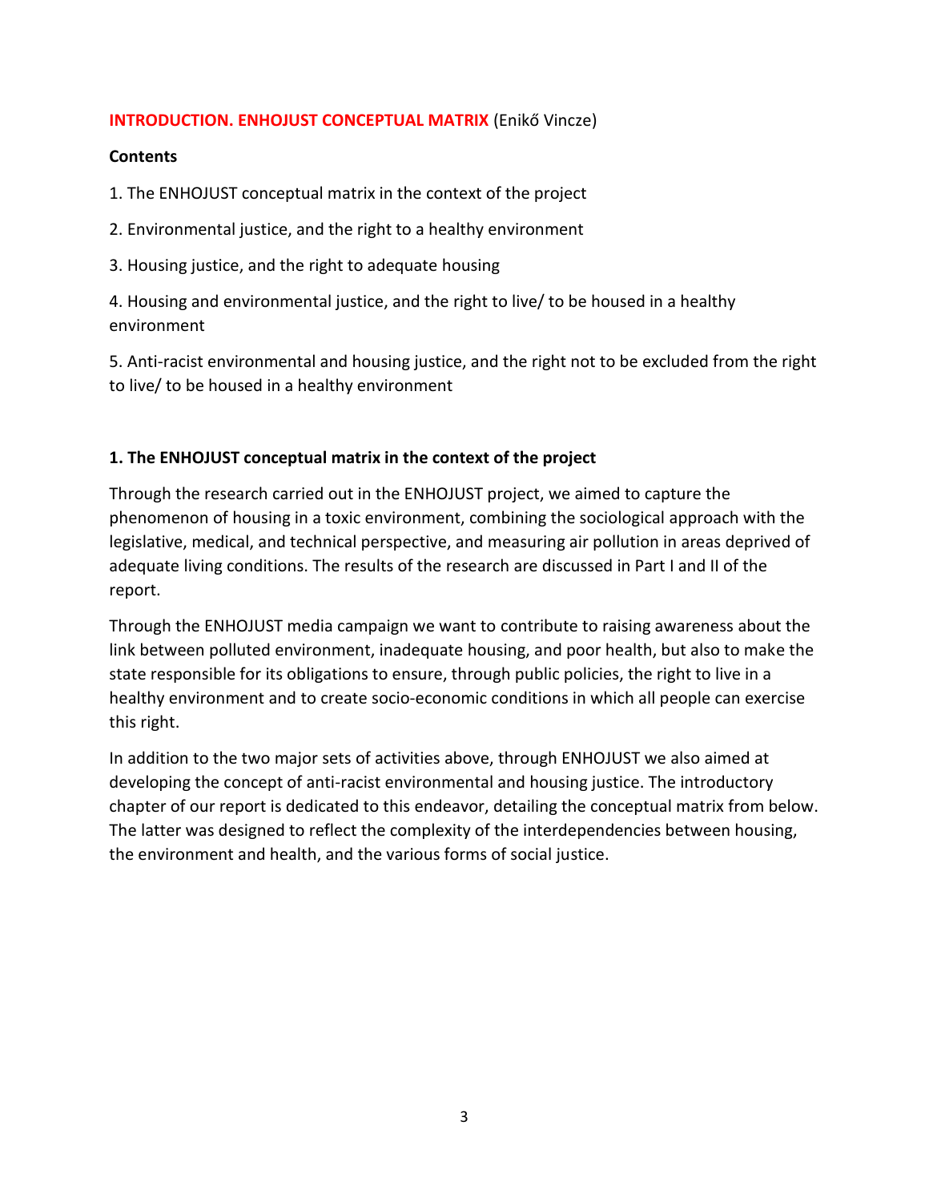## INTRODUCTION. ENHOJUST CONCEPTUAL MATRIX (Enikő Vincze)

**Contents**

1. The ENHOJUST conceptual matrix in the context of the project
2. Environmental justice, and the right to a healthy environment
3. Housing justice, and the right to adequate housing
4. Housing and environmental justice, and the right to live/ to be housed in a healthy environment
5. Anti-racist environmental and housing justice, and the right not to be excluded from the right to live/ to be housed in a healthy environment

### 1. The ENHOJUST conceptual matrix in the context of the project

Through the research carried out in the ENHOJUST project, we aimed to capture the phenomenon of housing in a toxic environment, combining the sociological approach with the legislative, medical, and technical perspective, and measuring air pollution in areas deprived of adequate living conditions. The results of the research are discussed in Part I and II of the report.

Through the ENHOJUST media campaign we want to contribute to raising awareness about the link between polluted environment, inadequate housing, and poor health, but also to make the state responsible for its obligations to ensure, through public policies, the right to live in a healthy environment and to create socio-economic conditions in which all people can exercise this right.

In addition to the two major sets of activities above, through ENHOJUST we also aimed at developing the concept of anti-racist environmental and housing justice. The introductory chapter of our report is dedicated to this endeavor, detailing the conceptual matrix from below. The latter was designed to reflect the complexity of the interdependencies between housing, the environment and health, and the various forms of social justice.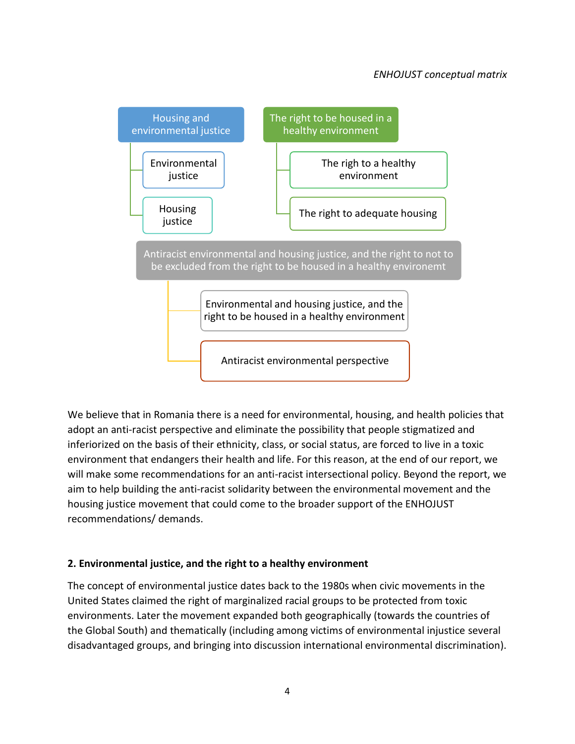*ENHOJUST conceptual matrix*

- **Housing and environmental justice**
  - Environmental justice
  - Housing justice
- **The right to be housed in a healthy environment**
  - The righ to a healthy environment
  - The right to adequate housing
- **Antiracist environmental and housing justice, and the right to not to be excluded from the right to be housed in a healthy environemt**
  - Environmental and housing justice, and the right to be housed in a healthy environment
  - Antiracist environmental perspective

We believe that in Romania there is a need for environmental, housing, and health policies that adopt an anti-racist perspective and eliminate the possibility that people stigmatized and inferiorized on the basis of their ethnicity, class, or social status, are forced to live in a toxic environment that endangers their health and life. For this reason, at the end of our report, we will make some recommendations for an anti-racist intersectional policy. Beyond the report, we aim to help building the anti-racist solidarity between the environmental movement and the housing justice movement that could come to the broader support of the ENHOJUST recommendations/ demands.

## 2. Environmental justice, and the right to a healthy environment

The concept of environmental justice dates back to the 1980s when civic movements in the United States claimed the right of marginalized racial groups to be protected from toxic environments. Later the movement expanded both geographically (towards the countries of the Global South) and thematically (including among victims of environmental injustice several disadvantaged groups, and bringing into discussion international environmental discrimination).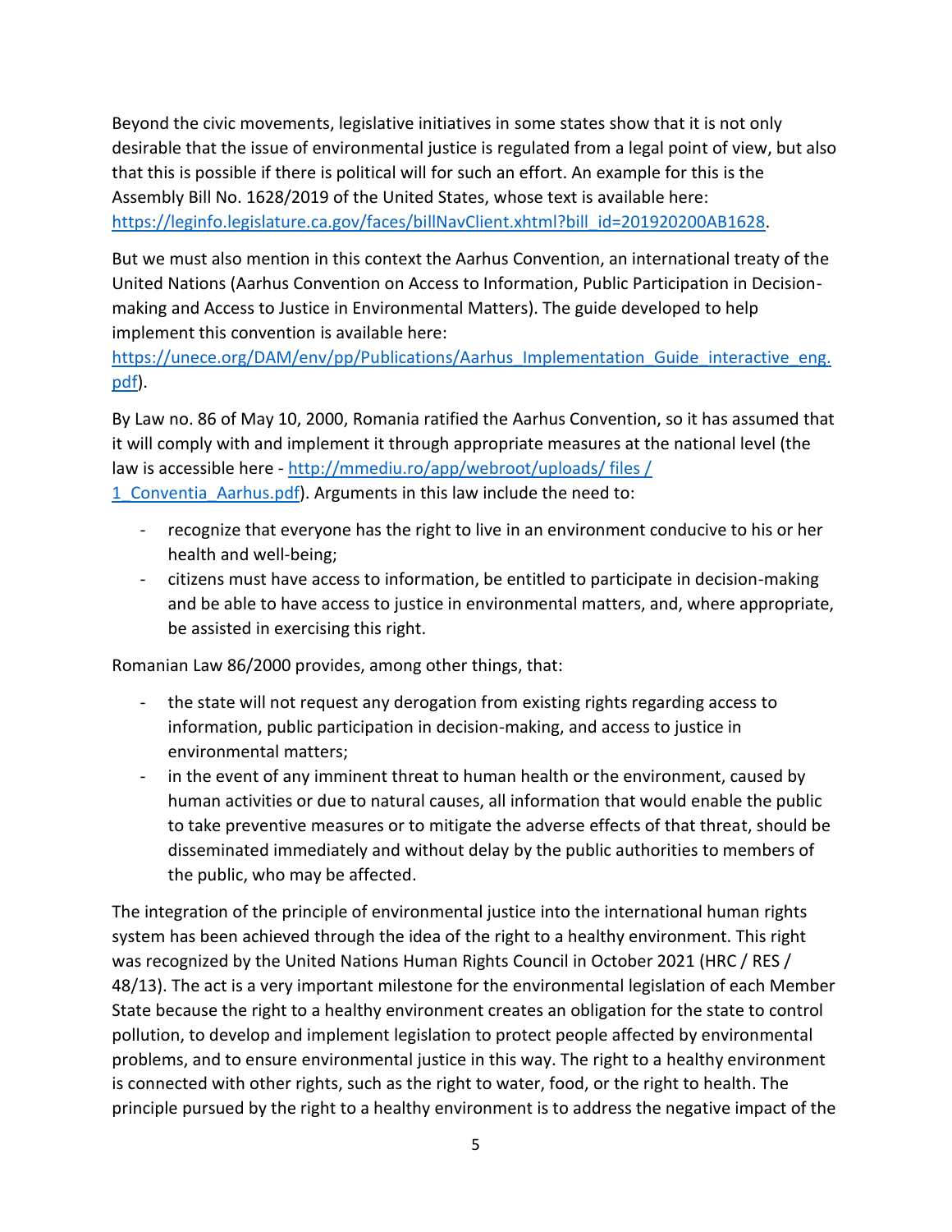Beyond the civic movements, legislative initiatives in some states show that it is not only desirable that the issue of environmental justice is regulated from a legal point of view, but also that this is possible if there is political will for such an effort. An example for this is the Assembly Bill No. 1628/2019 of the United States, whose text is available here: [https://leginfo.legislature.ca.gov/faces/billNavClient.xhtml?bill_id=201920200AB1628](https://leginfo.legislature.ca.gov/faces/billNavClient.xhtml?bill_id=201920200AB1628).

But we must also mention in this context the Aarhus Convention, an international treaty of the United Nations (Aarhus Convention on Access to Information, Public Participation in Decision-making and Access to Justice in Environmental Matters). The guide developed to help implement this convention is available here: [https://unece.org/DAM/env/pp/Publications/Aarhus_Implementation_Guide_interactive_eng.pdf](https://unece.org/DAM/env/pp/Publications/Aarhus_Implementation_Guide_interactive_eng.pdf)).

By Law no. 86 of May 10, 2000, Romania ratified the Aarhus Convention, so it has assumed that it will comply with and implement it through appropriate measures at the national level (the law is accessible here - [http://mmediu.ro/app/webroot/uploads/ files / 1_Conventia_Aarhus.pdf](http://mmediu.ro/app/webroot/uploads/files/1_Conventia_Aarhus.pdf)). Arguments in this law include the need to:

- recognize that everyone has the right to live in an environment conducive to his or her health and well-being;
- citizens must have access to information, be entitled to participate in decision-making and be able to have access to justice in environmental matters, and, where appropriate, be assisted in exercising this right.

Romanian Law 86/2000 provides, among other things, that:

- the state will not request any derogation from existing rights regarding access to information, public participation in decision-making, and access to justice in environmental matters;
- in the event of any imminent threat to human health or the environment, caused by human activities or due to natural causes, all information that would enable the public to take preventive measures or to mitigate the adverse effects of that threat, should be disseminated immediately and without delay by the public authorities to members of the public, who may be affected.

The integration of the principle of environmental justice into the international human rights system has been achieved through the idea of the right to a healthy environment. This right was recognized by the United Nations Human Rights Council in October 2021 (HRC / RES / 48/13). The act is a very important milestone for the environmental legislation of each Member State because the right to a healthy environment creates an obligation for the state to control pollution, to develop and implement legislation to protect people affected by environmental problems, and to ensure environmental justice in this way. The right to a healthy environment is connected with other rights, such as the right to water, food, or the right to health. The principle pursued by the right to a healthy environment is to address the negative impact of the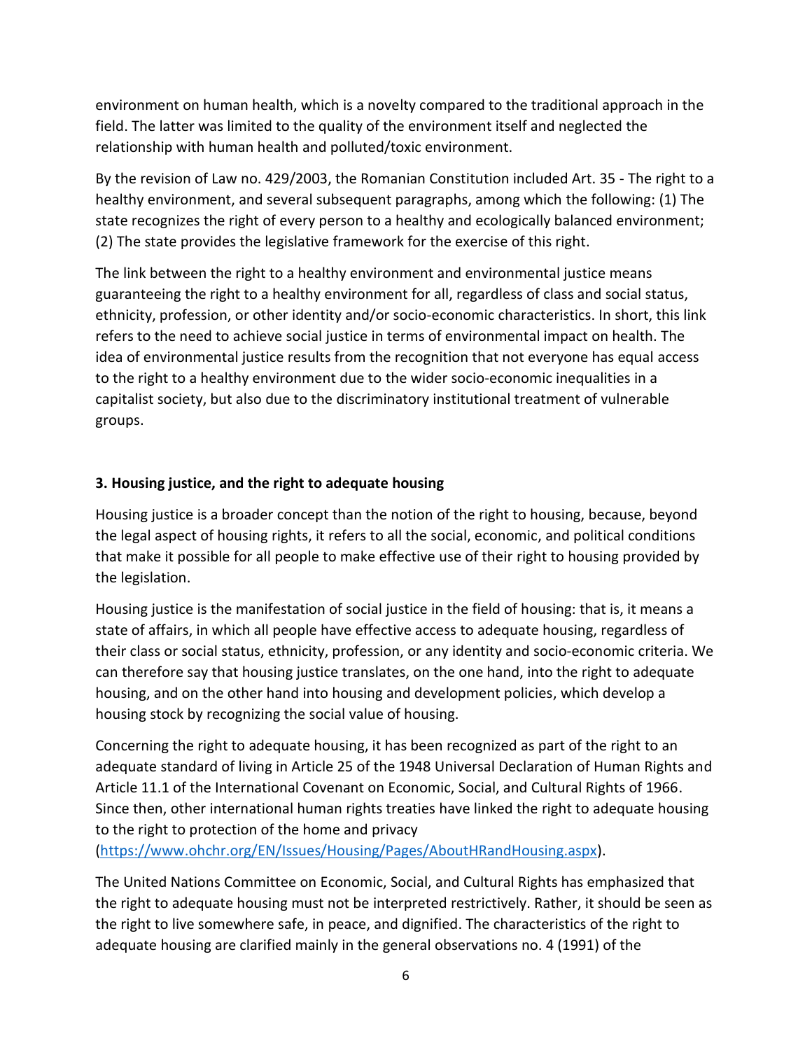environment on human health, which is a novelty compared to the traditional approach in the field. The latter was limited to the quality of the environment itself and neglected the relationship with human health and polluted/toxic environment.

By the revision of Law no. 429/2003, the Romanian Constitution included Art. 35 - The right to a healthy environment, and several subsequent paragraphs, among which the following: (1) The state recognizes the right of every person to a healthy and ecologically balanced environment; (2) The state provides the legislative framework for the exercise of this right.

The link between the right to a healthy environment and environmental justice means guaranteeing the right to a healthy environment for all, regardless of class and social status, ethnicity, profession, or other identity and/or socio-economic characteristics. In short, this link refers to the need to achieve social justice in terms of environmental impact on health. The idea of environmental justice results from the recognition that not everyone has equal access to the right to a healthy environment due to the wider socio-economic inequalities in a capitalist society, but also due to the discriminatory institutional treatment of vulnerable groups.

## 3. Housing justice, and the right to adequate housing

Housing justice is a broader concept than the notion of the right to housing, because, beyond the legal aspect of housing rights, it refers to all the social, economic, and political conditions that make it possible for all people to make effective use of their right to housing provided by the legislation.

Housing justice is the manifestation of social justice in the field of housing: that is, it means a state of affairs, in which all people have effective access to adequate housing, regardless of their class or social status, ethnicity, profession, or any identity and socio-economic criteria. We can therefore say that housing justice translates, on the one hand, into the right to adequate housing, and on the other hand into housing and development policies, which develop a housing stock by recognizing the social value of housing.

Concerning the right to adequate housing, it has been recognized as part of the right to an adequate standard of living in Article 25 of the 1948 Universal Declaration of Human Rights and Article 11.1 of the International Covenant on Economic, Social, and Cultural Rights of 1966. Since then, other international human rights treaties have linked the right to adequate housing to the right to protection of the home and privacy (https://www.ohchr.org/EN/Issues/Housing/Pages/AboutHRandHousing.aspx).

The United Nations Committee on Economic, Social, and Cultural Rights has emphasized that the right to adequate housing must not be interpreted restrictively. Rather, it should be seen as the right to live somewhere safe, in peace, and dignified. The characteristics of the right to adequate housing are clarified mainly in the general observations no. 4 (1991) of the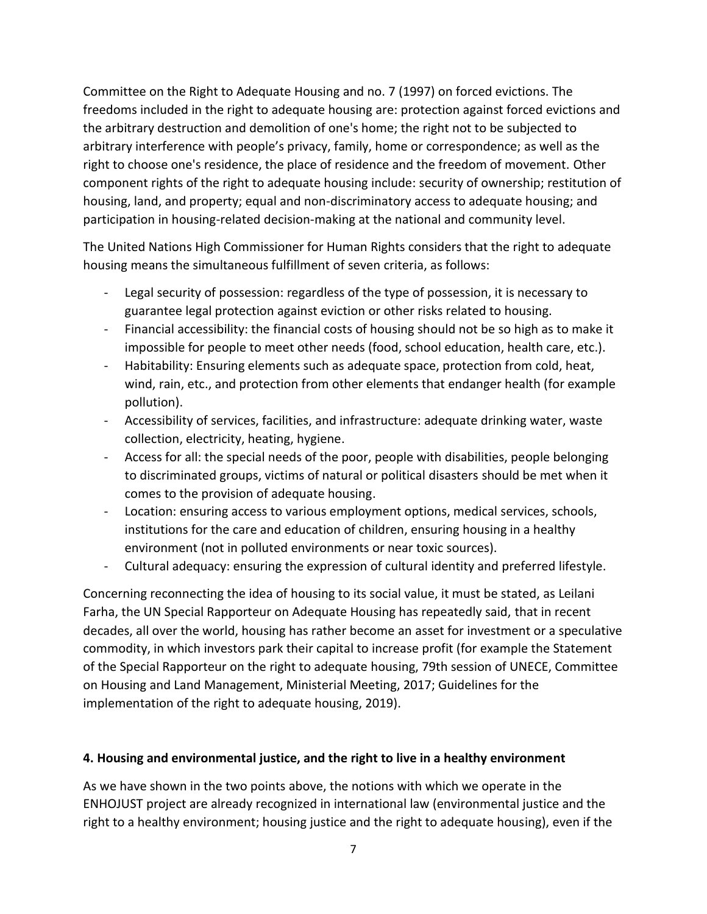Committee on the Right to Adequate Housing and no. 7 (1997) on forced evictions. The freedoms included in the right to adequate housing are: protection against forced evictions and the arbitrary destruction and demolition of one's home; the right not to be subjected to arbitrary interference with people's privacy, family, home or correspondence; as well as the right to choose one's residence, the place of residence and the freedom of movement. Other component rights of the right to adequate housing include: security of ownership; restitution of housing, land, and property; equal and non-discriminatory access to adequate housing; and participation in housing-related decision-making at the national and community level.

The United Nations High Commissioner for Human Rights considers that the right to adequate housing means the simultaneous fulfillment of seven criteria, as follows:

- Legal security of possession: regardless of the type of possession, it is necessary to guarantee legal protection against eviction or other risks related to housing.
- Financial accessibility: the financial costs of housing should not be so high as to make it impossible for people to meet other needs (food, school education, health care, etc.).
- Habitability: Ensuring elements such as adequate space, protection from cold, heat, wind, rain, etc., and protection from other elements that endanger health (for example pollution).
- Accessibility of services, facilities, and infrastructure: adequate drinking water, waste collection, electricity, heating, hygiene.
- Access for all: the special needs of the poor, people with disabilities, people belonging to discriminated groups, victims of natural or political disasters should be met when it comes to the provision of adequate housing.
- Location: ensuring access to various employment options, medical services, schools, institutions for the care and education of children, ensuring housing in a healthy environment (not in polluted environments or near toxic sources).
- Cultural adequacy: ensuring the expression of cultural identity and preferred lifestyle.

Concerning reconnecting the idea of housing to its social value, it must be stated, as Leilani Farha, the UN Special Rapporteur on Adequate Housing has repeatedly said, that in recent decades, all over the world, housing has rather become an asset for investment or a speculative commodity, in which investors park their capital to increase profit (for example the Statement of the Special Rapporteur on the right to adequate housing, 79th session of UNECE, Committee on Housing and Land Management, Ministerial Meeting, 2017; Guidelines for the implementation of the right to adequate housing, 2019).

## 4. Housing and environmental justice, and the right to live in a healthy environment

As we have shown in the two points above, the notions with which we operate in the ENHOJUST project are already recognized in international law (environmental justice and the right to a healthy environment; housing justice and the right to adequate housing), even if the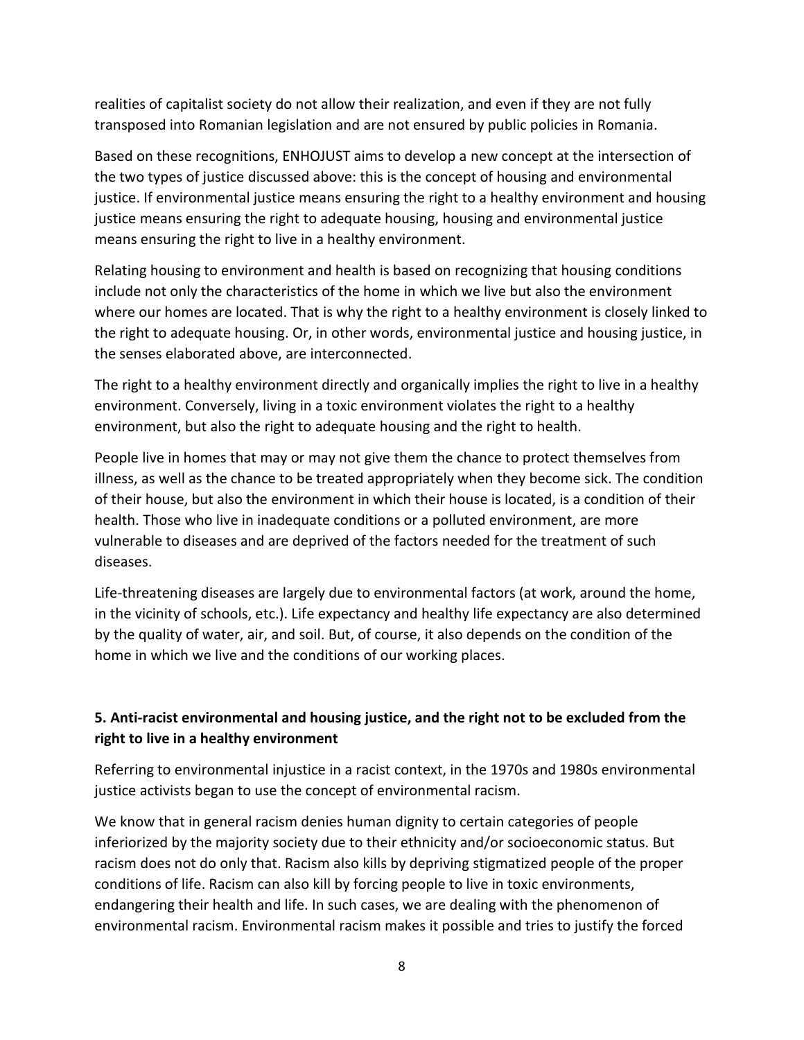realities of capitalist society do not allow their realization, and even if they are not fully transposed into Romanian legislation and are not ensured by public policies in Romania.

Based on these recognitions, ENHOJUST aims to develop a new concept at the intersection of the two types of justice discussed above: this is the concept of housing and environmental justice. If environmental justice means ensuring the right to a healthy environment and housing justice means ensuring the right to adequate housing, housing and environmental justice means ensuring the right to live in a healthy environment.

Relating housing to environment and health is based on recognizing that housing conditions include not only the characteristics of the home in which we live but also the environment where our homes are located. That is why the right to a healthy environment is closely linked to the right to adequate housing. Or, in other words, environmental justice and housing justice, in the senses elaborated above, are interconnected.

The right to a healthy environment directly and organically implies the right to live in a healthy environment. Conversely, living in a toxic environment violates the right to a healthy environment, but also the right to adequate housing and the right to health.

People live in homes that may or may not give them the chance to protect themselves from illness, as well as the chance to be treated appropriately when they become sick. The condition of their house, but also the environment in which their house is located, is a condition of their health. Those who live in inadequate conditions or a polluted environment, are more vulnerable to diseases and are deprived of the factors needed for the treatment of such diseases.

Life-threatening diseases are largely due to environmental factors (at work, around the home, in the vicinity of schools, etc.). Life expectancy and healthy life expectancy are also determined by the quality of water, air, and soil. But, of course, it also depends on the condition of the home in which we live and the conditions of our working places.

## 5. Anti-racist environmental and housing justice, and the right not to be excluded from the right to live in a healthy environment

Referring to environmental injustice in a racist context, in the 1970s and 1980s environmental justice activists began to use the concept of environmental racism.

We know that in general racism denies human dignity to certain categories of people inferiorized by the majority society due to their ethnicity and/or socioeconomic status. But racism does not do only that. Racism also kills by depriving stigmatized people of the proper conditions of life. Racism can also kill by forcing people to live in toxic environments, endangering their health and life. In such cases, we are dealing with the phenomenon of environmental racism. Environmental racism makes it possible and tries to justify the forced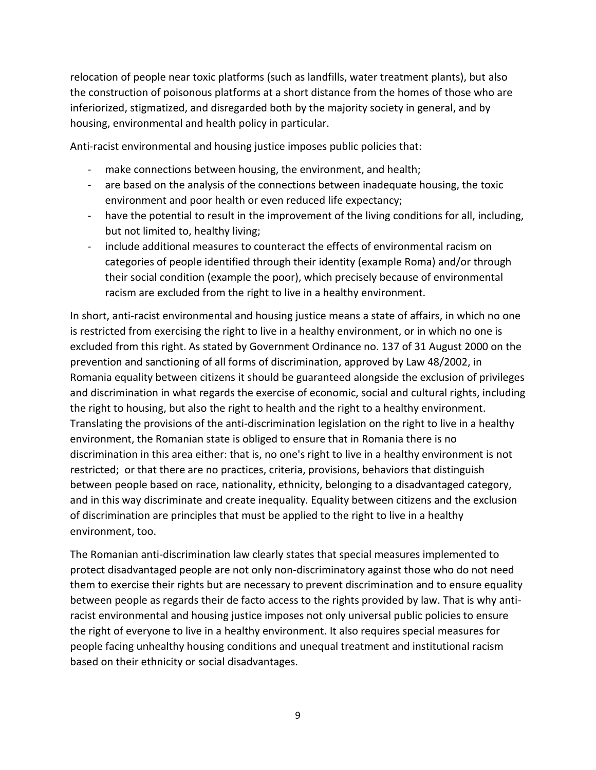relocation of people near toxic platforms (such as landfills, water treatment plants), but also the construction of poisonous platforms at a short distance from the homes of those who are inferiorized, stigmatized, and disregarded both by the majority society in general, and by housing, environmental and health policy in particular.

Anti-racist environmental and housing justice imposes public policies that:

- make connections between housing, the environment, and health;
- are based on the analysis of the connections between inadequate housing, the toxic environment and poor health or even reduced life expectancy;
- have the potential to result in the improvement of the living conditions for all, including, but not limited to, healthy living;
- include additional measures to counteract the effects of environmental racism on categories of people identified through their identity (example Roma) and/or through their social condition (example the poor), which precisely because of environmental racism are excluded from the right to live in a healthy environment.

In short, anti-racist environmental and housing justice means a state of affairs, in which no one is restricted from exercising the right to live in a healthy environment, or in which no one is excluded from this right. As stated by Government Ordinance no. 137 of 31 August 2000 on the prevention and sanctioning of all forms of discrimination, approved by Law 48/2002, in Romania equality between citizens it should be guaranteed alongside the exclusion of privileges and discrimination in what regards the exercise of economic, social and cultural rights, including the right to housing, but also the right to health and the right to a healthy environment. Translating the provisions of the anti-discrimination legislation on the right to live in a healthy environment, the Romanian state is obliged to ensure that in Romania there is no discrimination in this area either: that is, no one's right to live in a healthy environment is not restricted;  or that there are no practices, criteria, provisions, behaviors that distinguish between people based on race, nationality, ethnicity, belonging to a disadvantaged category, and in this way discriminate and create inequality. Equality between citizens and the exclusion of discrimination are principles that must be applied to the right to live in a healthy environment, too.

The Romanian anti-discrimination law clearly states that special measures implemented to protect disadvantaged people are not only non-discriminatory against those who do not need them to exercise their rights but are necessary to prevent discrimination and to ensure equality between people as regards their de facto access to the rights provided by law. That is why anti-racist environmental and housing justice imposes not only universal public policies to ensure the right of everyone to live in a healthy environment. It also requires special measures for people facing unhealthy housing conditions and unequal treatment and institutional racism based on their ethnicity or social disadvantages.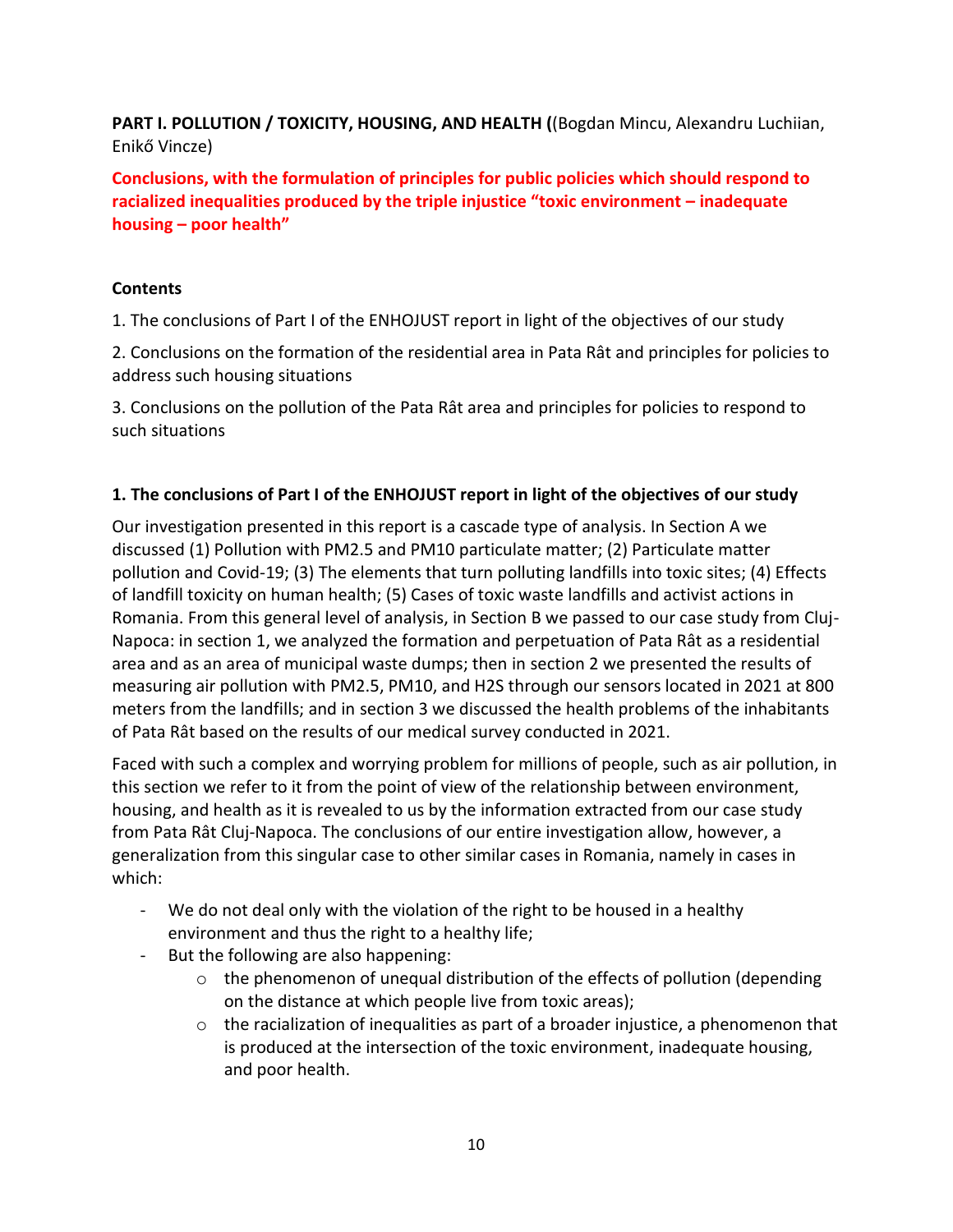**PART I. POLLUTION / TOXICITY, HOUSING, AND HEALTH (**(Bogdan Mincu, Alexandru Luchiian, Enikő Vincze)

**Conclusions, with the formulation of principles for public policies which should respond to racialized inequalities produced by the triple injustice "toxic environment – inadequate housing – poor health"**

**Contents**

1. The conclusions of Part I of the ENHOJUST report in light of the objectives of our study

2. Conclusions on the formation of the residential area in Pata Rât and principles for policies to address such housing situations

3. Conclusions on the pollution of the Pata Rât area and principles for policies to respond to such situations

**1. The conclusions of Part I of the ENHOJUST report in light of the objectives of our study**

Our investigation presented in this report is a cascade type of analysis. In Section A we discussed (1) Pollution with PM2.5 and PM10 particulate matter; (2) Particulate matter pollution and Covid-19; (3) The elements that turn polluting landfills into toxic sites; (4) Effects of landfill toxicity on human health; (5) Cases of toxic waste landfills and activist actions in Romania. From this general level of analysis, in Section B we passed to our case study from Cluj-Napoca: in section 1, we analyzed the formation and perpetuation of Pata Rât as a residential area and as an area of municipal waste dumps; then in section 2 we presented the results of measuring air pollution with PM2.5, PM10, and H2S through our sensors located in 2021 at 800 meters from the landfills; and in section 3 we discussed the health problems of the inhabitants of Pata Rât based on the results of our medical survey conducted in 2021.

Faced with such a complex and worrying problem for millions of people, such as air pollution, in this section we refer to it from the point of view of the relationship between environment, housing, and health as it is revealed to us by the information extracted from our case study from Pata Rât Cluj-Napoca. The conclusions of our entire investigation allow, however, a generalization from this singular case to other similar cases in Romania, namely in cases in which:

- We do not deal only with the violation of the right to be housed in a healthy environment and thus the right to a healthy life;
- But the following are also happening:
    - the phenomenon of unequal distribution of the effects of pollution (depending on the distance at which people live from toxic areas);
    - the racialization of inequalities as part of a broader injustice, a phenomenon that is produced at the intersection of the toxic environment, inadequate housing, and poor health.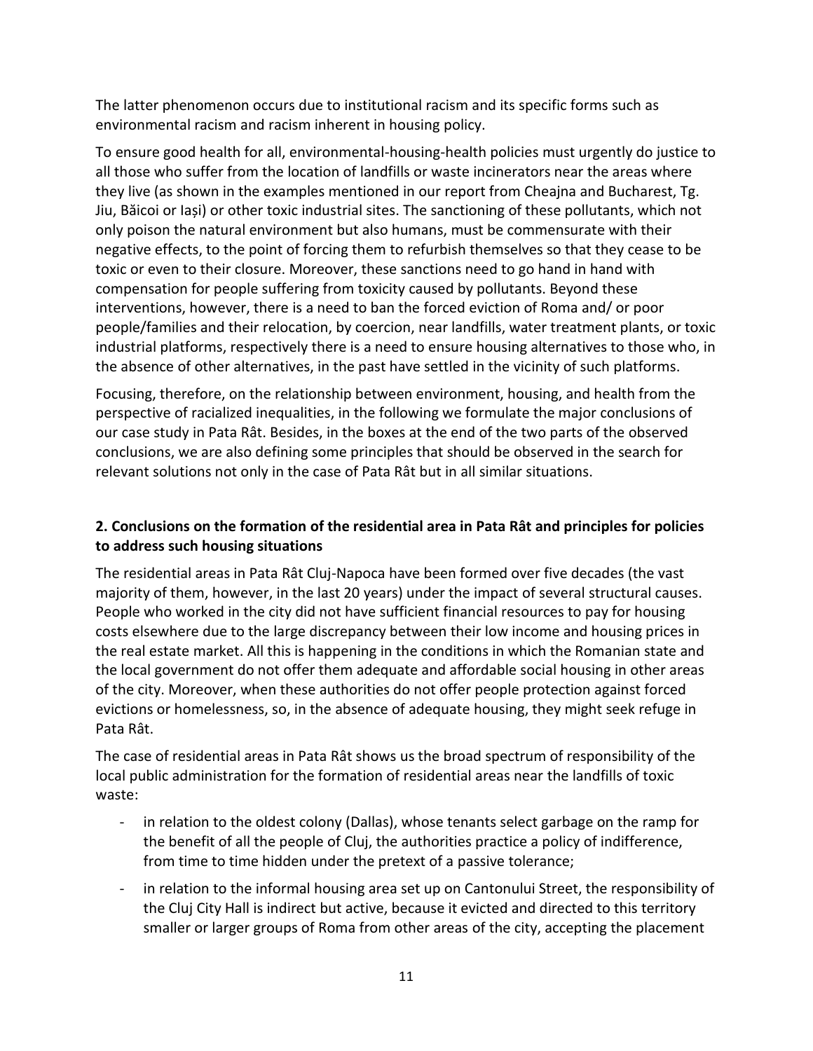The latter phenomenon occurs due to institutional racism and its specific forms such as environmental racism and racism inherent in housing policy.

To ensure good health for all, environmental-housing-health policies must urgently do justice to all those who suffer from the location of landfills or waste incinerators near the areas where they live (as shown in the examples mentioned in our report from Cheajna and Bucharest, Tg. Jiu, Băicoi or Iași) or other toxic industrial sites. The sanctioning of these pollutants, which not only poison the natural environment but also humans, must be commensurate with their negative effects, to the point of forcing them to refurbish themselves so that they cease to be toxic or even to their closure. Moreover, these sanctions need to go hand in hand with compensation for people suffering from toxicity caused by pollutants. Beyond these interventions, however, there is a need to ban the forced eviction of Roma and/ or poor people/families and their relocation, by coercion, near landfills, water treatment plants, or toxic industrial platforms, respectively there is a need to ensure housing alternatives to those who, in the absence of other alternatives, in the past have settled in the vicinity of such platforms.

Focusing, therefore, on the relationship between environment, housing, and health from the perspective of racialized inequalities, in the following we formulate the major conclusions of our case study in Pata Rât. Besides, in the boxes at the end of the two parts of the observed conclusions, we are also defining some principles that should be observed in the search for relevant solutions not only in the case of Pata Rât but in all similar situations.

## 2. Conclusions on the formation of the residential area in Pata Rât and principles for policies to address such housing situations

The residential areas in Pata Rât Cluj-Napoca have been formed over five decades (the vast majority of them, however, in the last 20 years) under the impact of several structural causes. People who worked in the city did not have sufficient financial resources to pay for housing costs elsewhere due to the large discrepancy between their low income and housing prices in the real estate market. All this is happening in the conditions in which the Romanian state and the local government do not offer them adequate and affordable social housing in other areas of the city. Moreover, when these authorities do not offer people protection against forced evictions or homelessness, so, in the absence of adequate housing, they might seek refuge in Pata Rât.

The case of residential areas in Pata Rât shows us the broad spectrum of responsibility of the local public administration for the formation of residential areas near the landfills of toxic waste:

- in relation to the oldest colony (Dallas), whose tenants select garbage on the ramp for the benefit of all the people of Cluj, the authorities practice a policy of indifference, from time to time hidden under the pretext of a passive tolerance;
- in relation to the informal housing area set up on Cantonului Street, the responsibility of the Cluj City Hall is indirect but active, because it evicted and directed to this territory smaller or larger groups of Roma from other areas of the city, accepting the placement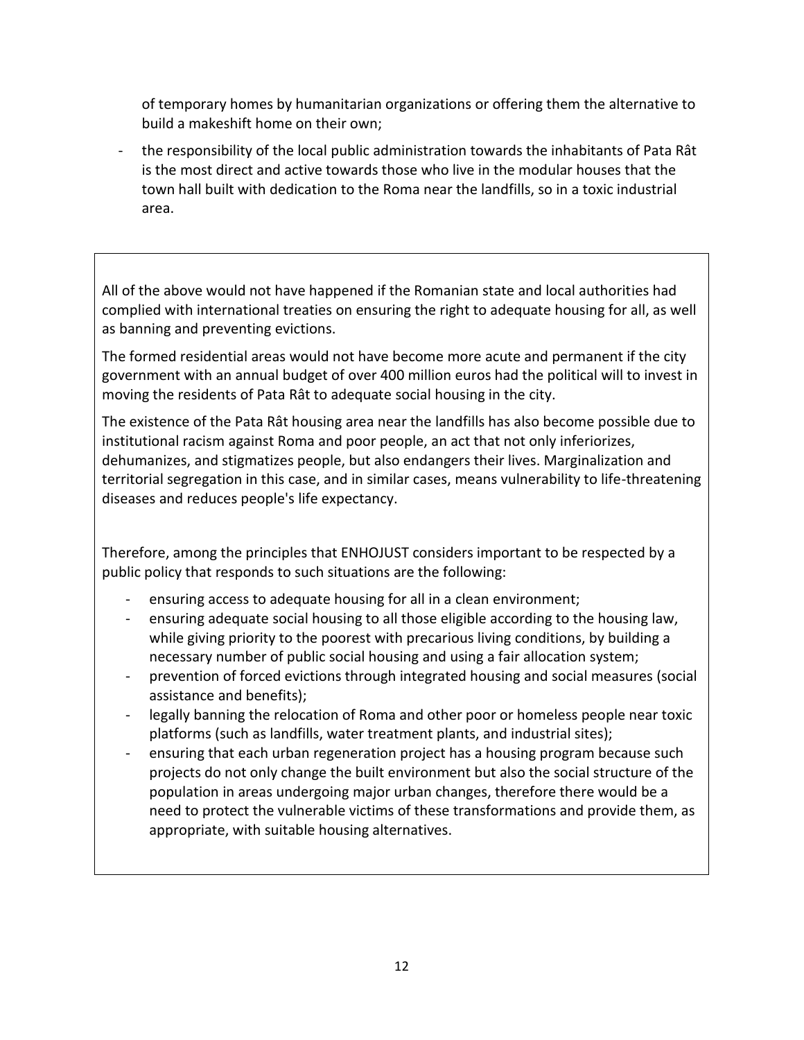of temporary homes by humanitarian organizations or offering them the alternative to build a makeshift home on their own;

- the responsibility of the local public administration towards the inhabitants of Pata Rât is the most direct and active towards those who live in the modular houses that the town hall built with dedication to the Roma near the landfills, so in a toxic industrial area.

All of the above would not have happened if the Romanian state and local authorities had complied with international treaties on ensuring the right to adequate housing for all, as well as banning and preventing evictions.

The formed residential areas would not have become more acute and permanent if the city government with an annual budget of over 400 million euros had the political will to invest in moving the residents of Pata Rât to adequate social housing in the city.

The existence of the Pata Rât housing area near the landfills has also become possible due to institutional racism against Roma and poor people, an act that not only inferiorizes, dehumanizes, and stigmatizes people, but also endangers their lives. Marginalization and territorial segregation in this case, and in similar cases, means vulnerability to life-threatening diseases and reduces people's life expectancy.

Therefore, among the principles that ENHOJUST considers important to be respected by a public policy that responds to such situations are the following:

- ensuring access to adequate housing for all in a clean environment;
- ensuring adequate social housing to all those eligible according to the housing law, while giving priority to the poorest with precarious living conditions, by building a necessary number of public social housing and using a fair allocation system;
- prevention of forced evictions through integrated housing and social measures (social assistance and benefits);
- legally banning the relocation of Roma and other poor or homeless people near toxic platforms (such as landfills, water treatment plants, and industrial sites);
- ensuring that each urban regeneration project has a housing program because such projects do not only change the built environment but also the social structure of the population in areas undergoing major urban changes, therefore there would be a need to protect the vulnerable victims of these transformations and provide them, as appropriate, with suitable housing alternatives.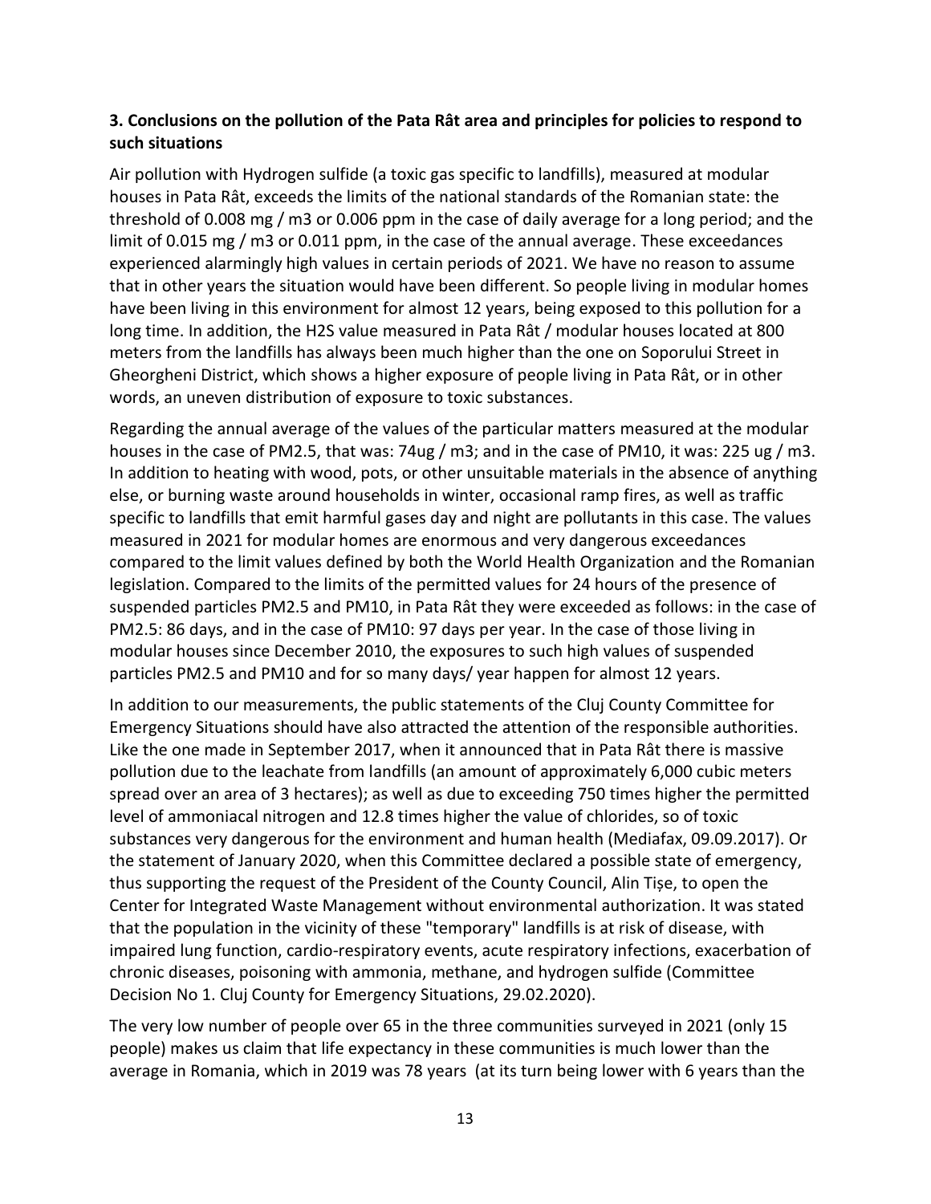### 3. Conclusions on the pollution of the Pata Rât area and principles for policies to respond to such situations

Air pollution with Hydrogen sulfide (a toxic gas specific to landfills), measured at modular houses in Pata Rât, exceeds the limits of the national standards of the Romanian state: the threshold of 0.008 mg / m3 or 0.006 ppm in the case of daily average for a long period; and the limit of 0.015 mg / m3 or 0.011 ppm, in the case of the annual average. These exceedances experienced alarmingly high values in certain periods of 2021. We have no reason to assume that in other years the situation would have been different. So people living in modular homes have been living in this environment for almost 12 years, being exposed to this pollution for a long time. In addition, the H2S value measured in Pata Rât / modular houses located at 800 meters from the landfills has always been much higher than the one on Soporului Street in Gheorgheni District, which shows a higher exposure of people living in Pata Rât, or in other words, an uneven distribution of exposure to toxic substances.

Regarding the annual average of the values of the particular matters measured at the modular houses in the case of PM2.5, that was: 74ug / m3; and in the case of PM10, it was: 225 ug / m3. In addition to heating with wood, pots, or other unsuitable materials in the absence of anything else, or burning waste around households in winter, occasional ramp fires, as well as traffic specific to landfills that emit harmful gases day and night are pollutants in this case. The values measured in 2021 for modular homes are enormous and very dangerous exceedances compared to the limit values defined by both the World Health Organization and the Romanian legislation. Compared to the limits of the permitted values for 24 hours of the presence of suspended particles PM2.5 and PM10, in Pata Rât they were exceeded as follows: in the case of PM2.5: 86 days, and in the case of PM10: 97 days per year. In the case of those living in modular houses since December 2010, the exposures to such high values of suspended particles PM2.5 and PM10 and for so many days/ year happen for almost 12 years.

In addition to our measurements, the public statements of the Cluj County Committee for Emergency Situations should have also attracted the attention of the responsible authorities. Like the one made in September 2017, when it announced that in Pata Rât there is massive pollution due to the leachate from landfills (an amount of approximately 6,000 cubic meters spread over an area of 3 hectares); as well as due to exceeding 750 times higher the permitted level of ammoniacal nitrogen and 12.8 times higher the value of chlorides, so of toxic substances very dangerous for the environment and human health (Mediafax, 09.09.2017). Or the statement of January 2020, when this Committee declared a possible state of emergency, thus supporting the request of the President of the County Council, Alin Tișe, to open the Center for Integrated Waste Management without environmental authorization. It was stated that the population in the vicinity of these "temporary" landfills is at risk of disease, with impaired lung function, cardio-respiratory events, acute respiratory infections, exacerbation of chronic diseases, poisoning with ammonia, methane, and hydrogen sulfide (Committee Decision No 1. Cluj County for Emergency Situations, 29.02.2020).

The very low number of people over 65 in the three communities surveyed in 2021 (only 15 people) makes us claim that life expectancy in these communities is much lower than the average in Romania, which in 2019 was 78 years (at its turn being lower with 6 years than the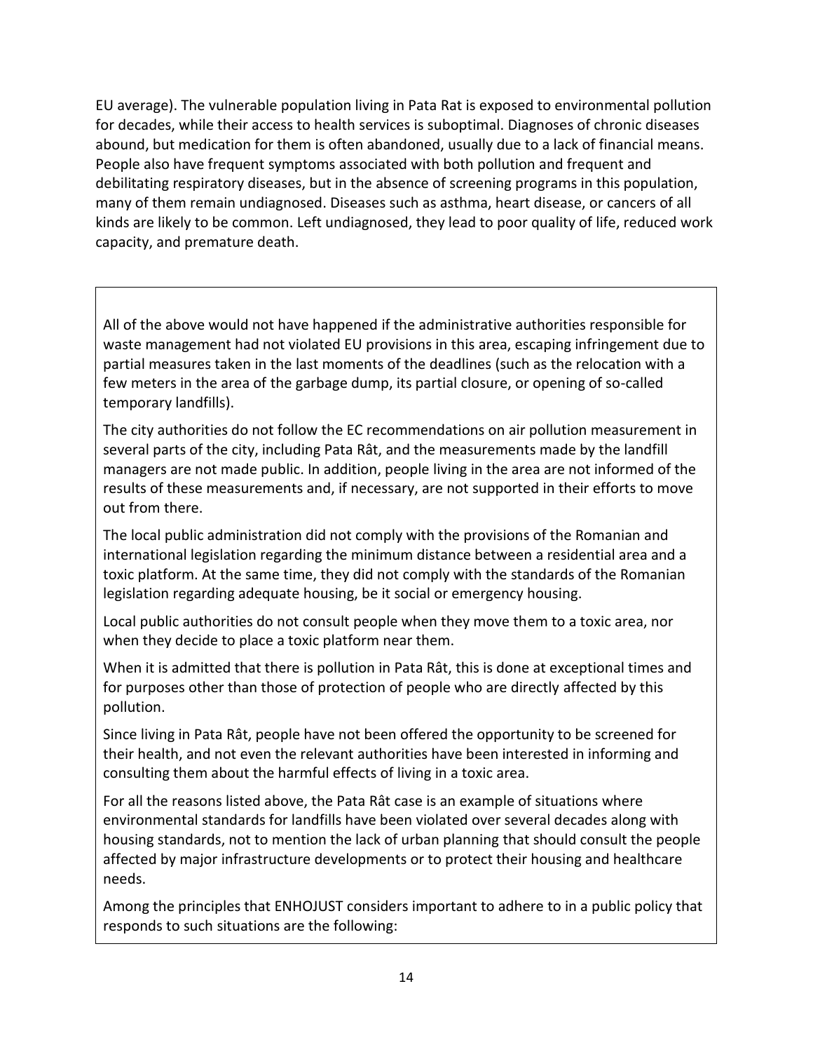EU average). The vulnerable population living in Pata Rat is exposed to environmental pollution for decades, while their access to health services is suboptimal. Diagnoses of chronic diseases abound, but medication for them is often abandoned, usually due to a lack of financial means. People also have frequent symptoms associated with both pollution and frequent and debilitating respiratory diseases, but in the absence of screening programs in this population, many of them remain undiagnosed. Diseases such as asthma, heart disease, or cancers of all kinds are likely to be common. Left undiagnosed, they lead to poor quality of life, reduced work capacity, and premature death.

All of the above would not have happened if the administrative authorities responsible for waste management had not violated EU provisions in this area, escaping infringement due to partial measures taken in the last moments of the deadlines (such as the relocation with a few meters in the area of the garbage dump, its partial closure, or opening of so-called temporary landfills).

The city authorities do not follow the EC recommendations on air pollution measurement in several parts of the city, including Pata Rât, and the measurements made by the landfill managers are not made public. In addition, people living in the area are not informed of the results of these measurements and, if necessary, are not supported in their efforts to move out from there.

The local public administration did not comply with the provisions of the Romanian and international legislation regarding the minimum distance between a residential area and a toxic platform. At the same time, they did not comply with the standards of the Romanian legislation regarding adequate housing, be it social or emergency housing.

Local public authorities do not consult people when they move them to a toxic area, nor when they decide to place a toxic platform near them.

When it is admitted that there is pollution in Pata Rât, this is done at exceptional times and for purposes other than those of protection of people who are directly affected by this pollution.

Since living in Pata Rât, people have not been offered the opportunity to be screened for their health, and not even the relevant authorities have been interested in informing and consulting them about the harmful effects of living in a toxic area.

For all the reasons listed above, the Pata Rât case is an example of situations where environmental standards for landfills have been violated over several decades along with housing standards, not to mention the lack of urban planning that should consult the people affected by major infrastructure developments or to protect their housing and healthcare needs.

Among the principles that ENHOJUST considers important to adhere to in a public policy that responds to such situations are the following: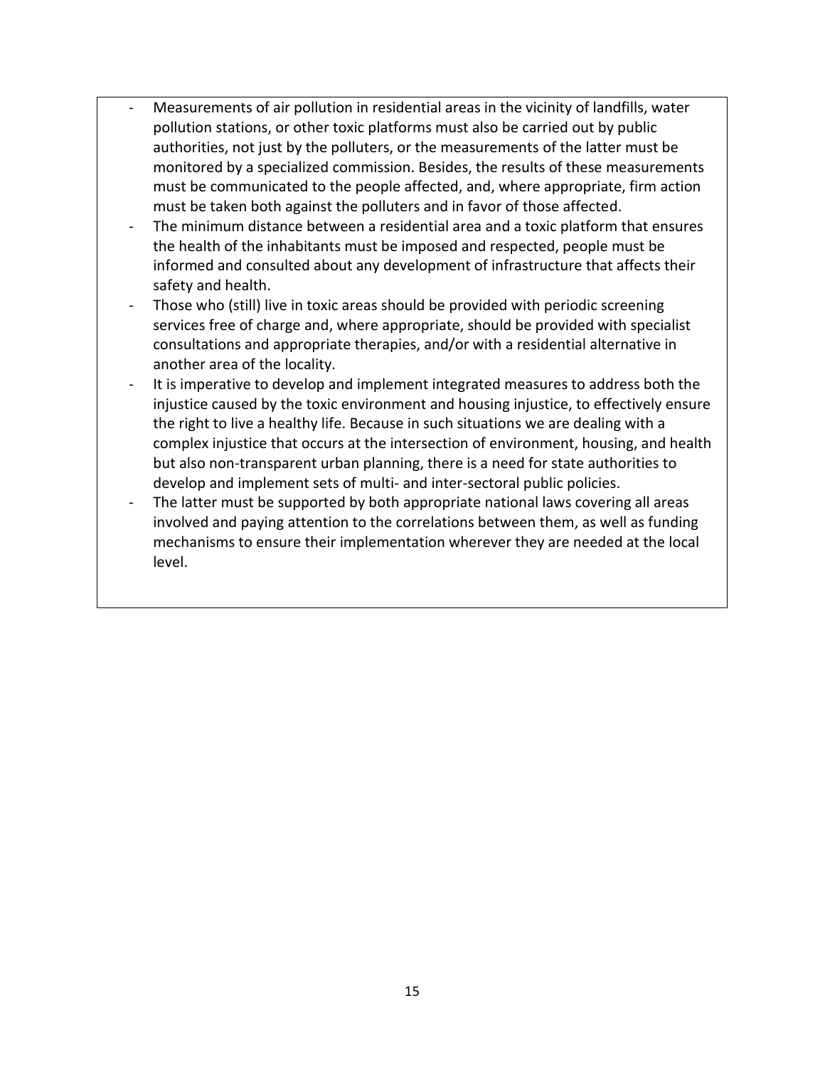- Measurements of air pollution in residential areas in the vicinity of landfills, water pollution stations, or other toxic platforms must also be carried out by public authorities, not just by the polluters, or the measurements of the latter must be monitored by a specialized commission. Besides, the results of these measurements must be communicated to the people affected, and, where appropriate, firm action must be taken both against the polluters and in favor of those affected.
- The minimum distance between a residential area and a toxic platform that ensures the health of the inhabitants must be imposed and respected, people must be informed and consulted about any development of infrastructure that affects their safety and health.
- Those who (still) live in toxic areas should be provided with periodic screening services free of charge and, where appropriate, should be provided with specialist consultations and appropriate therapies, and/or with a residential alternative in another area of the locality.
- It is imperative to develop and implement integrated measures to address both the injustice caused by the toxic environment and housing injustice, to effectively ensure the right to live a healthy life. Because in such situations we are dealing with a complex injustice that occurs at the intersection of environment, housing, and health but also non-transparent urban planning, there is a need for state authorities to develop and implement sets of multi- and inter-sectoral public policies.
- The latter must be supported by both appropriate national laws covering all areas involved and paying attention to the correlations between them, as well as funding mechanisms to ensure their implementation wherever they are needed at the local level.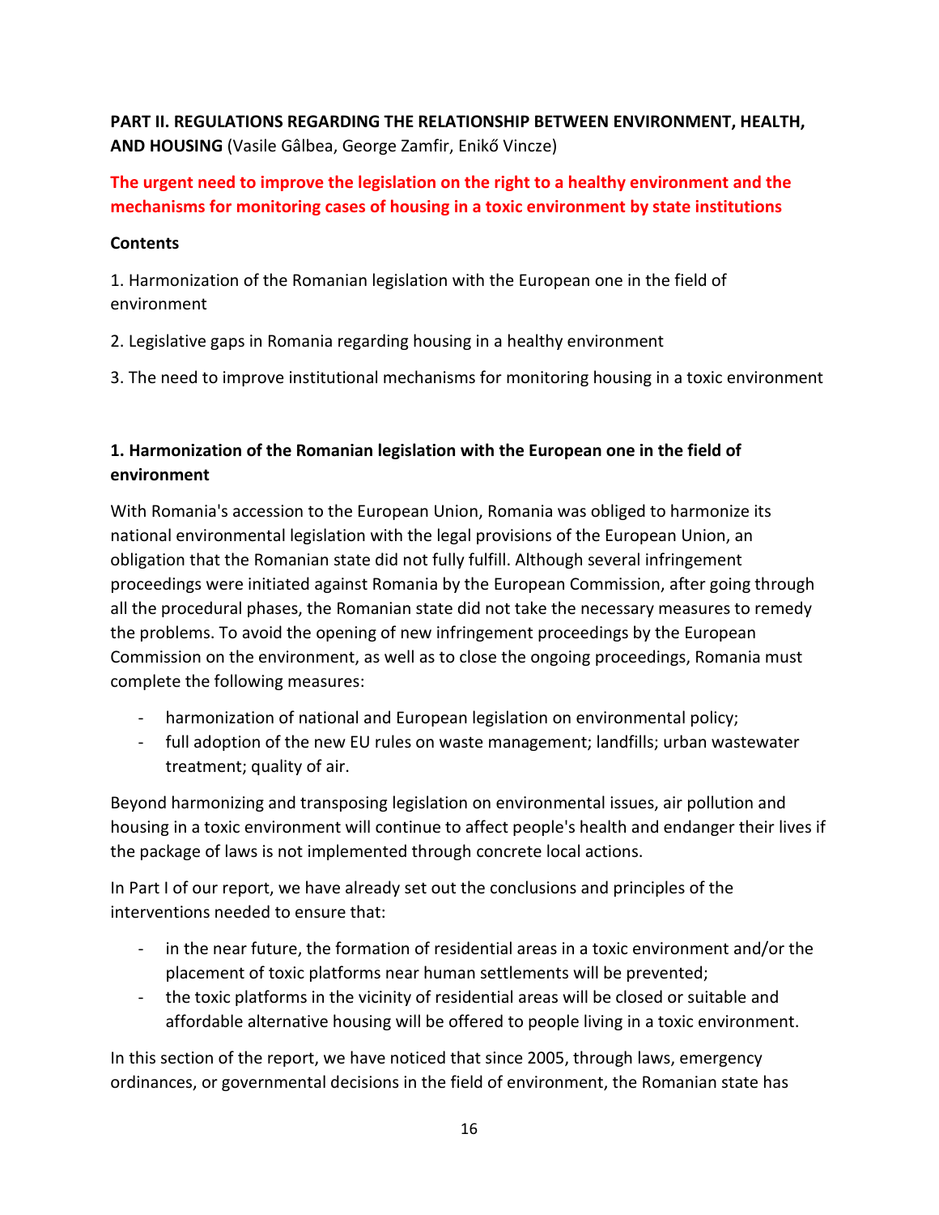**PART II. REGULATIONS REGARDING THE RELATIONSHIP BETWEEN ENVIRONMENT, HEALTH, AND HOUSING** (Vasile Gâlbea, George Zamfir, Enikő Vincze)

## The urgent need to improve the legislation on the right to a healthy environment and the mechanisms for monitoring cases of housing in a toxic environment by state institutions

**Contents**

1. Harmonization of the Romanian legislation with the European one in the field of environment

2. Legislative gaps in Romania regarding housing in a healthy environment

3. The need to improve institutional mechanisms for monitoring housing in a toxic environment

### 1. Harmonization of the Romanian legislation with the European one in the field of environment

With Romania's accession to the European Union, Romania was obliged to harmonize its national environmental legislation with the legal provisions of the European Union, an obligation that the Romanian state did not fully fulfill. Although several infringement proceedings were initiated against Romania by the European Commission, after going through all the procedural phases, the Romanian state did not take the necessary measures to remedy the problems. To avoid the opening of new infringement proceedings by the European Commission on the environment, as well as to close the ongoing proceedings, Romania must complete the following measures:

- harmonization of national and European legislation on environmental policy;
- full adoption of the new EU rules on waste management; landfills; urban wastewater treatment; quality of air.

Beyond harmonizing and transposing legislation on environmental issues, air pollution and housing in a toxic environment will continue to affect people's health and endanger their lives if the package of laws is not implemented through concrete local actions.

In Part I of our report, we have already set out the conclusions and principles of the interventions needed to ensure that:

- in the near future, the formation of residential areas in a toxic environment and/or the placement of toxic platforms near human settlements will be prevented;
- the toxic platforms in the vicinity of residential areas will be closed or suitable and affordable alternative housing will be offered to people living in a toxic environment.

In this section of the report, we have noticed that since 2005, through laws, emergency ordinances, or governmental decisions in the field of environment, the Romanian state has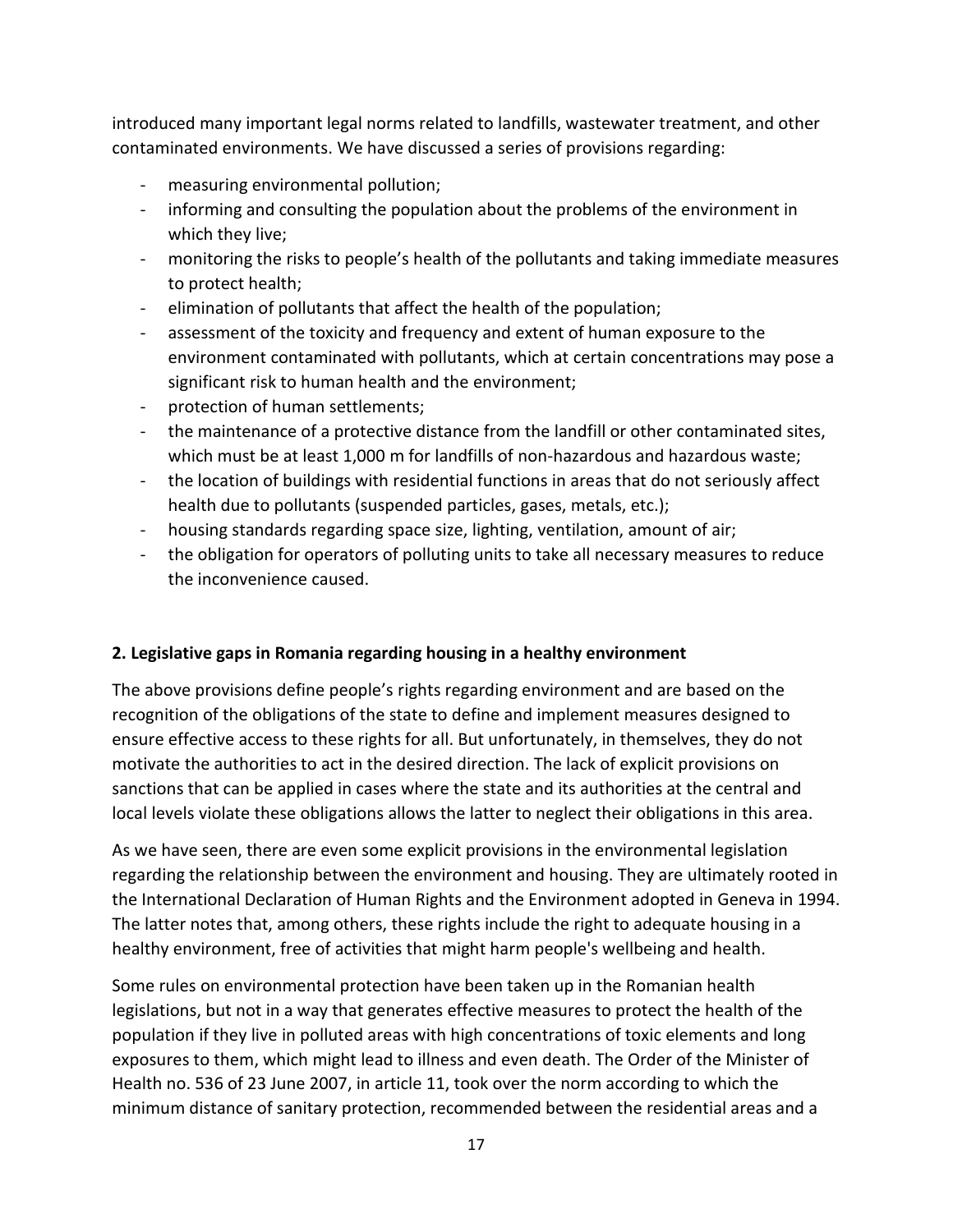introduced many important legal norms related to landfills, wastewater treatment, and other contaminated environments. We have discussed a series of provisions regarding:

- measuring environmental pollution;
- informing and consulting the population about the problems of the environment in which they live;
- monitoring the risks to people's health of the pollutants and taking immediate measures to protect health;
- elimination of pollutants that affect the health of the population;
- assessment of the toxicity and frequency and extent of human exposure to the environment contaminated with pollutants, which at certain concentrations may pose a significant risk to human health and the environment;
- protection of human settlements;
- the maintenance of a protective distance from the landfill or other contaminated sites, which must be at least 1,000 m for landfills of non-hazardous and hazardous waste;
- the location of buildings with residential functions in areas that do not seriously affect health due to pollutants (suspended particles, gases, metals, etc.);
- housing standards regarding space size, lighting, ventilation, amount of air;
- the obligation for operators of polluting units to take all necessary measures to reduce the inconvenience caused.

## 2. Legislative gaps in Romania regarding housing in a healthy environment

The above provisions define people's rights regarding environment and are based on the recognition of the obligations of the state to define and implement measures designed to ensure effective access to these rights for all. But unfortunately, in themselves, they do not motivate the authorities to act in the desired direction. The lack of explicit provisions on sanctions that can be applied in cases where the state and its authorities at the central and local levels violate these obligations allows the latter to neglect their obligations in this area.

As we have seen, there are even some explicit provisions in the environmental legislation regarding the relationship between the environment and housing. They are ultimately rooted in the International Declaration of Human Rights and the Environment adopted in Geneva in 1994. The latter notes that, among others, these rights include the right to adequate housing in a healthy environment, free of activities that might harm people's wellbeing and health.

Some rules on environmental protection have been taken up in the Romanian health legislations, but not in a way that generates effective measures to protect the health of the population if they live in polluted areas with high concentrations of toxic elements and long exposures to them, which might lead to illness and even death. The Order of the Minister of Health no. 536 of 23 June 2007, in article 11, took over the norm according to which the minimum distance of sanitary protection, recommended between the residential areas and a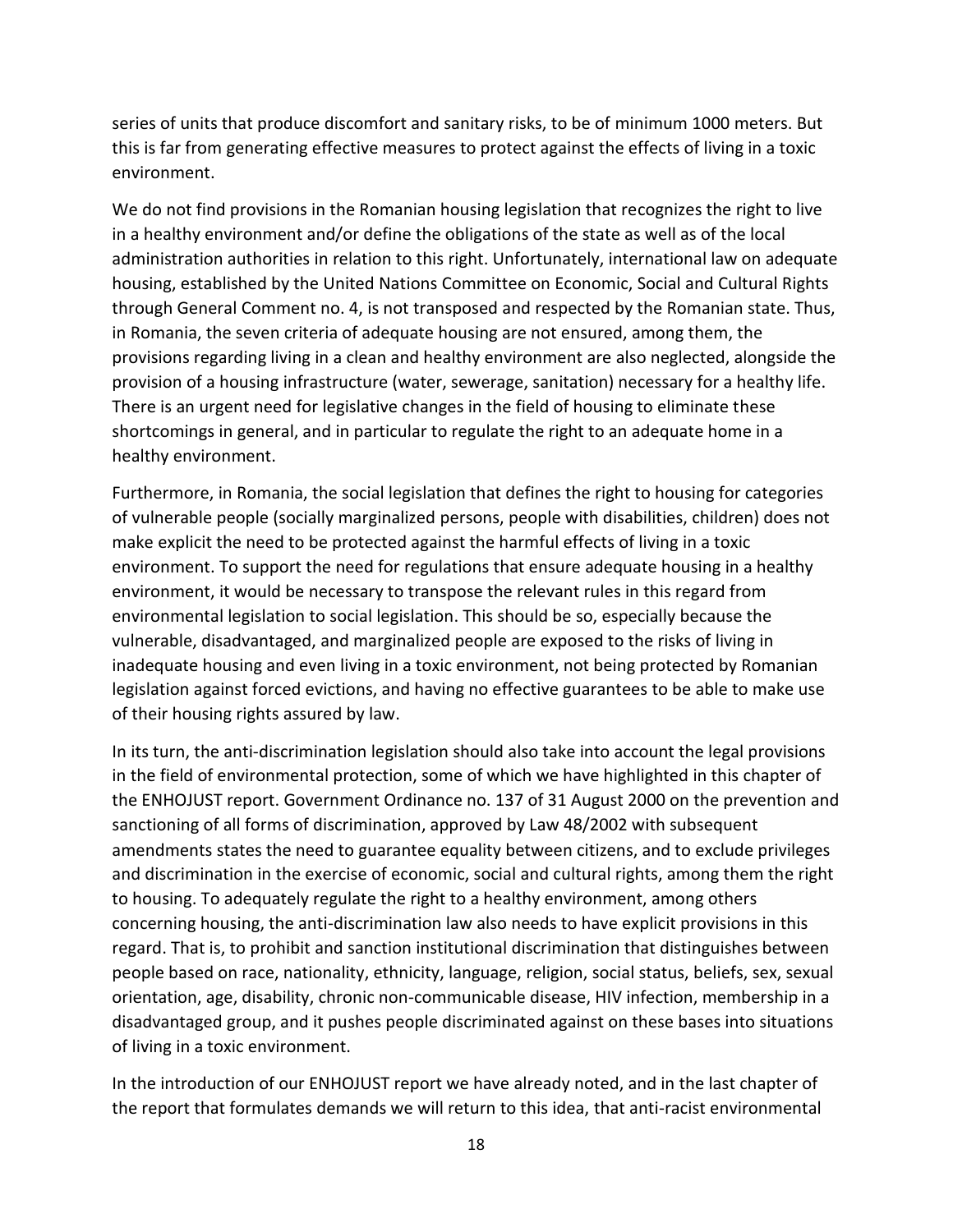series of units that produce discomfort and sanitary risks, to be of minimum 1000 meters. But this is far from generating effective measures to protect against the effects of living in a toxic environment.

We do not find provisions in the Romanian housing legislation that recognizes the right to live in a healthy environment and/or define the obligations of the state as well as of the local administration authorities in relation to this right. Unfortunately, international law on adequate housing, established by the United Nations Committee on Economic, Social and Cultural Rights through General Comment no. 4, is not transposed and respected by the Romanian state. Thus, in Romania, the seven criteria of adequate housing are not ensured, among them, the provisions regarding living in a clean and healthy environment are also neglected, alongside the provision of a housing infrastructure (water, sewerage, sanitation) necessary for a healthy life. There is an urgent need for legislative changes in the field of housing to eliminate these shortcomings in general, and in particular to regulate the right to an adequate home in a healthy environment.

Furthermore, in Romania, the social legislation that defines the right to housing for categories of vulnerable people (socially marginalized persons, people with disabilities, children) does not make explicit the need to be protected against the harmful effects of living in a toxic environment. To support the need for regulations that ensure adequate housing in a healthy environment, it would be necessary to transpose the relevant rules in this regard from environmental legislation to social legislation. This should be so, especially because the vulnerable, disadvantaged, and marginalized people are exposed to the risks of living in inadequate housing and even living in a toxic environment, not being protected by Romanian legislation against forced evictions, and having no effective guarantees to be able to make use of their housing rights assured by law.

In its turn, the anti-discrimination legislation should also take into account the legal provisions in the field of environmental protection, some of which we have highlighted in this chapter of the ENHOJUST report. Government Ordinance no. 137 of 31 August 2000 on the prevention and sanctioning of all forms of discrimination, approved by Law 48/2002 with subsequent amendments states the need to guarantee equality between citizens, and to exclude privileges and discrimination in the exercise of economic, social and cultural rights, among them the right to housing. To adequately regulate the right to a healthy environment, among others concerning housing, the anti-discrimination law also needs to have explicit provisions in this regard. That is, to prohibit and sanction institutional discrimination that distinguishes between people based on race, nationality, ethnicity, language, religion, social status, beliefs, sex, sexual orientation, age, disability, chronic non-communicable disease, HIV infection, membership in a disadvantaged group, and it pushes people discriminated against on these bases into situations of living in a toxic environment.

In the introduction of our ENHOJUST report we have already noted, and in the last chapter of the report that formulates demands we will return to this idea, that anti-racist environmental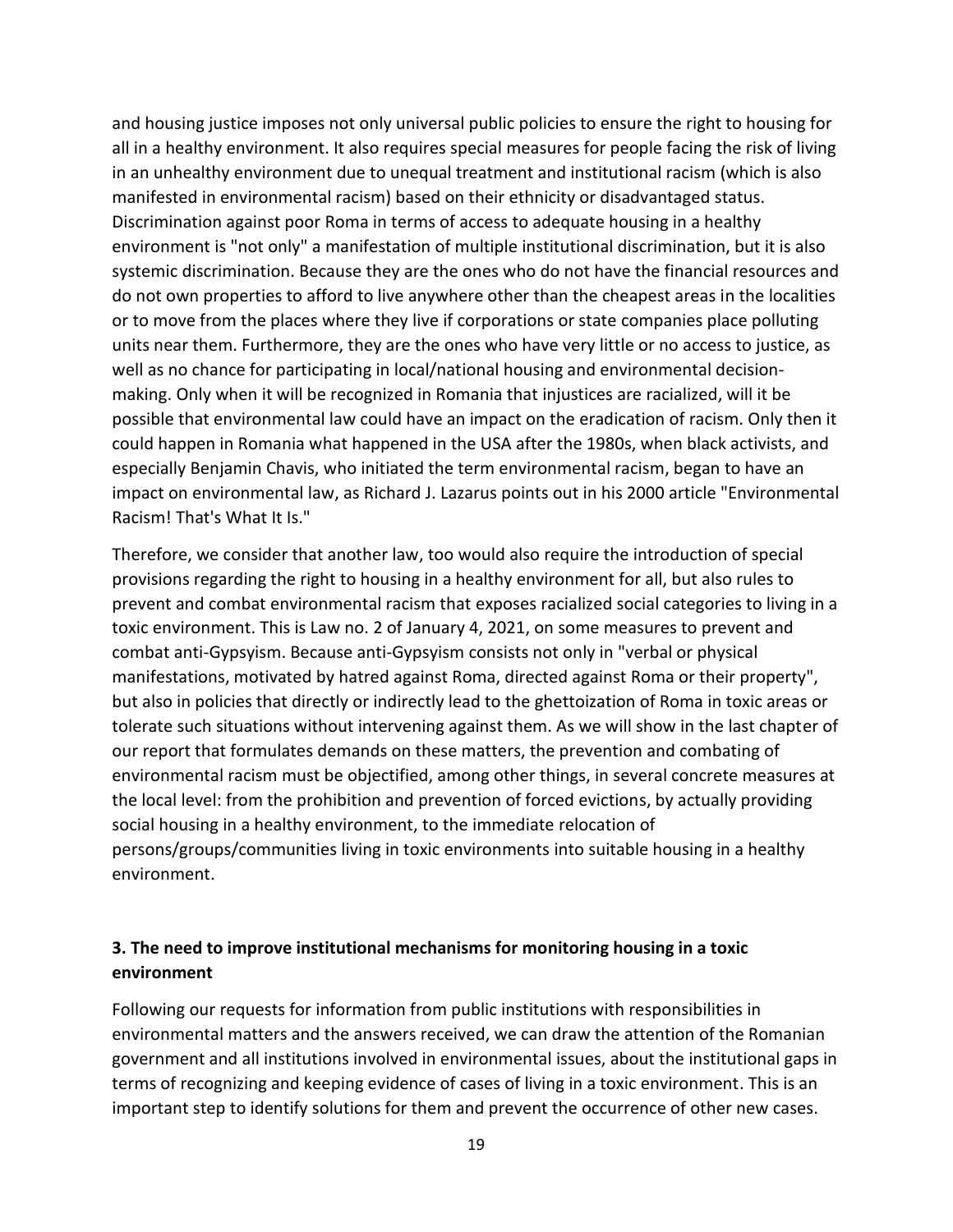and housing justice imposes not only universal public policies to ensure the right to housing for all in a healthy environment. It also requires special measures for people facing the risk of living in an unhealthy environment due to unequal treatment and institutional racism (which is also manifested in environmental racism) based on their ethnicity or disadvantaged status. Discrimination against poor Roma in terms of access to adequate housing in a healthy environment is "not only" a manifestation of multiple institutional discrimination, but it is also systemic discrimination. Because they are the ones who do not have the financial resources and do not own properties to afford to live anywhere other than the cheapest areas in the localities or to move from the places where they live if corporations or state companies place polluting units near them. Furthermore, they are the ones who have very little or no access to justice, as well as no chance for participating in local/national housing and environmental decision-making. Only when it will be recognized in Romania that injustices are racialized, will it be possible that environmental law could have an impact on the eradication of racism. Only then it could happen in Romania what happened in the USA after the 1980s, when black activists, and especially Benjamin Chavis, who initiated the term environmental racism, began to have an impact on environmental law, as Richard J. Lazarus points out in his 2000 article "Environmental Racism! That's What It Is."

Therefore, we consider that another law, too would also require the introduction of special provisions regarding the right to housing in a healthy environment for all, but also rules to prevent and combat environmental racism that exposes racialized social categories to living in a toxic environment. This is Law no. 2 of January 4, 2021, on some measures to prevent and combat anti-Gypsyism. Because anti-Gypsyism consists not only in "verbal or physical manifestations, motivated by hatred against Roma, directed against Roma or their property", but also in policies that directly or indirectly lead to the ghettoization of Roma in toxic areas or tolerate such situations without intervening against them. As we will show in the last chapter of our report that formulates demands on these matters, the prevention and combating of environmental racism must be objectified, among other things, in several concrete measures at the local level: from the prohibition and prevention of forced evictions, by actually providing social housing in a healthy environment, to the immediate relocation of persons/groups/communities living in toxic environments into suitable housing in a healthy environment.

### 3. The need to improve institutional mechanisms for monitoring housing in a toxic environment

Following our requests for information from public institutions with responsibilities in environmental matters and the answers received, we can draw the attention of the Romanian government and all institutions involved in environmental issues, about the institutional gaps in terms of recognizing and keeping evidence of cases of living in a toxic environment. This is an important step to identify solutions for them and prevent the occurrence of other new cases.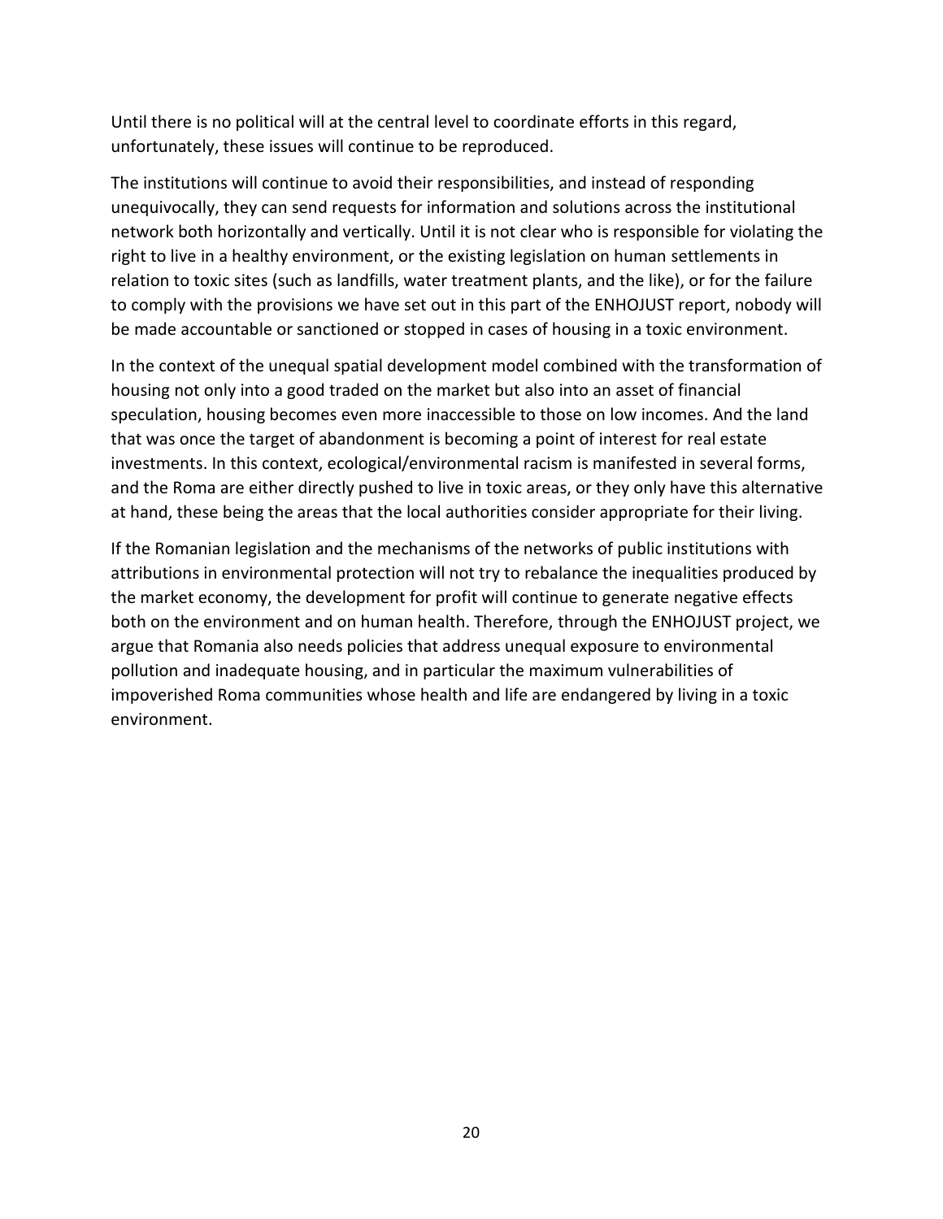Until there is no political will at the central level to coordinate efforts in this regard, unfortunately, these issues will continue to be reproduced.

The institutions will continue to avoid their responsibilities, and instead of responding unequivocally, they can send requests for information and solutions across the institutional network both horizontally and vertically. Until it is not clear who is responsible for violating the right to live in a healthy environment, or the existing legislation on human settlements in relation to toxic sites (such as landfills, water treatment plants, and the like), or for the failure to comply with the provisions we have set out in this part of the ENHOJUST report, nobody will be made accountable or sanctioned or stopped in cases of housing in a toxic environment.

In the context of the unequal spatial development model combined with the transformation of housing not only into a good traded on the market but also into an asset of financial speculation, housing becomes even more inaccessible to those on low incomes. And the land that was once the target of abandonment is becoming a point of interest for real estate investments. In this context, ecological/environmental racism is manifested in several forms, and the Roma are either directly pushed to live in toxic areas, or they only have this alternative at hand, these being the areas that the local authorities consider appropriate for their living.

If the Romanian legislation and the mechanisms of the networks of public institutions with attributions in environmental protection will not try to rebalance the inequalities produced by the market economy, the development for profit will continue to generate negative effects both on the environment and on human health. Therefore, through the ENHOJUST project, we argue that Romania also needs policies that address unequal exposure to environmental pollution and inadequate housing, and in particular the maximum vulnerabilities of impoverished Roma communities whose health and life are endangered by living in a toxic environment.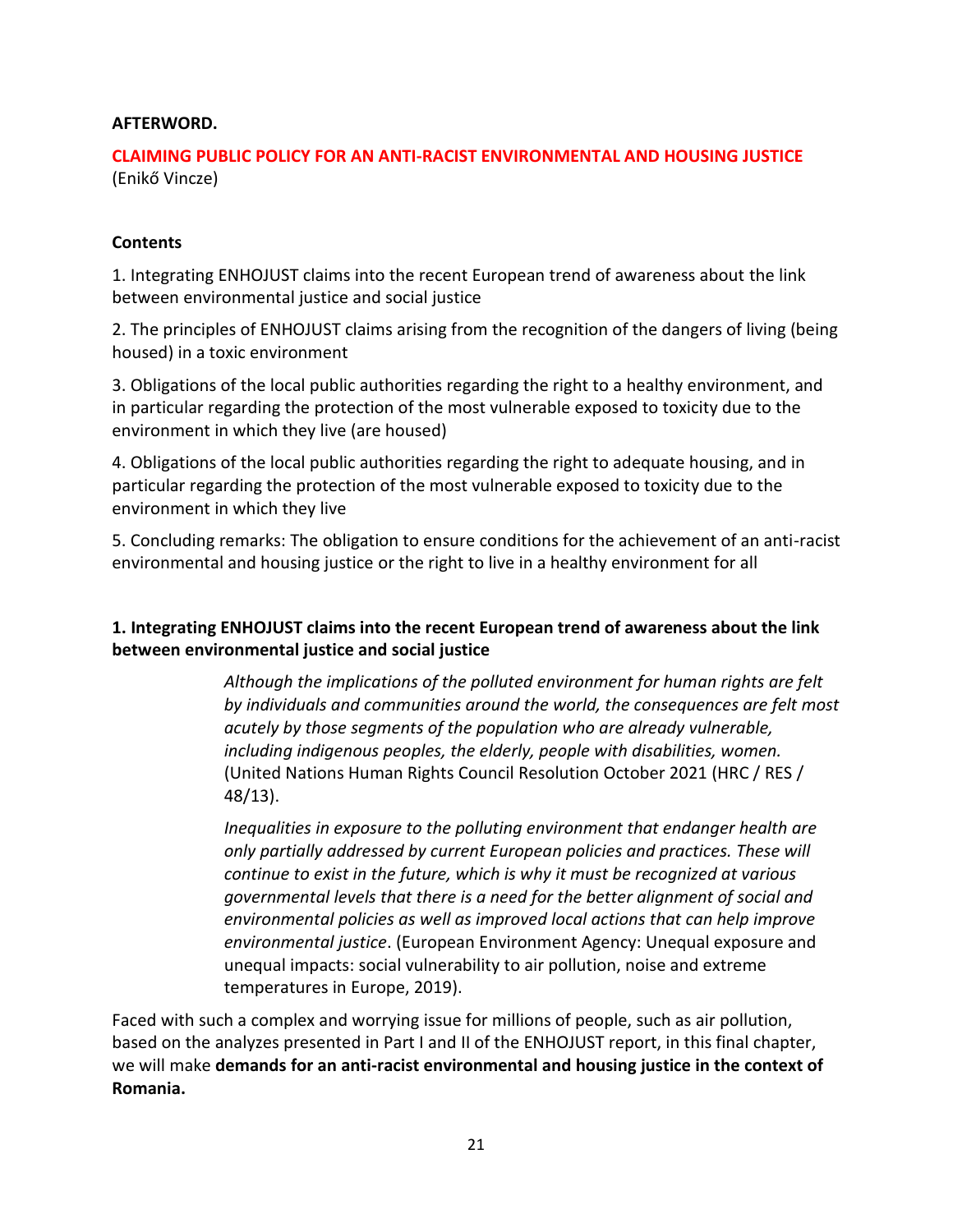**AFTERWORD.**

## CLAIMING PUBLIC POLICY FOR AN ANTI-RACIST ENVIRONMENTAL AND HOUSING JUSTICE

(Enikő Vincze)

**Contents**

1. Integrating ENHOJUST claims into the recent European trend of awareness about the link between environmental justice and social justice

2. The principles of ENHOJUST claims arising from the recognition of the dangers of living (being housed) in a toxic environment

3. Obligations of the local public authorities regarding the right to a healthy environment, and in particular regarding the protection of the most vulnerable exposed to toxicity due to the environment in which they live (are housed)

4. Obligations of the local public authorities regarding the right to adequate housing, and in particular regarding the protection of the most vulnerable exposed to toxicity due to the environment in which they live

5. Concluding remarks: The obligation to ensure conditions for the achievement of an anti-racist environmental and housing justice or the right to live in a healthy environment for all

### 1. Integrating ENHOJUST claims into the recent European trend of awareness about the link between environmental justice and social justice

> *Although the implications of the polluted environment for human rights are felt by individuals and communities around the world, the consequences are felt most acutely by those segments of the population who are already vulnerable, including indigenous peoples, the elderly, people with disabilities, women.* (United Nations Human Rights Council Resolution October 2021 (HRC / RES / 48/13).
>
> *Inequalities in exposure to the polluting environment that endanger health are only partially addressed by current European policies and practices. These will continue to exist in the future, which is why it must be recognized at various governmental levels that there is a need for the better alignment of social and environmental policies as well as improved local actions that can help improve environmental justice*. (European Environment Agency: Unequal exposure and unequal impacts: social vulnerability to air pollution, noise and extreme temperatures in Europe, 2019).

Faced with such a complex and worrying issue for millions of people, such as air pollution, based on the analyzes presented in Part I and II of the ENHOJUST report, in this final chapter, we will make **demands for an anti-racist environmental and housing justice in the context of Romania.**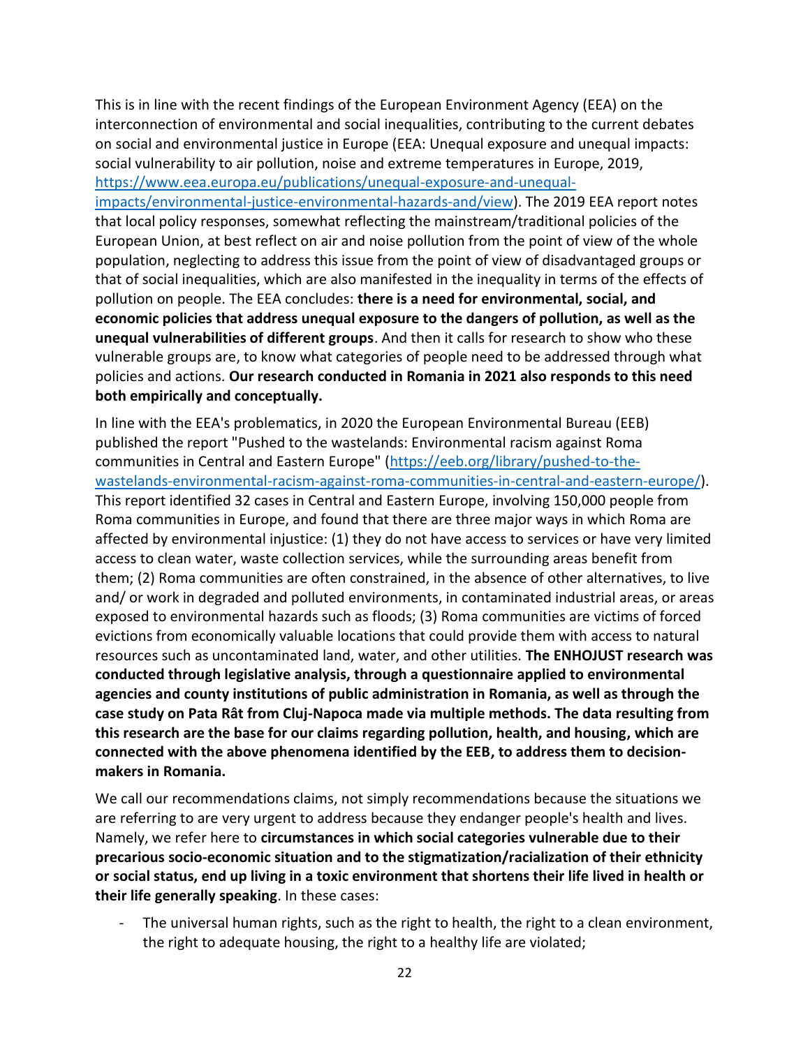This is in line with the recent findings of the European Environment Agency (EEA) on the interconnection of environmental and social inequalities, contributing to the current debates on social and environmental justice in Europe (EEA: Unequal exposure and unequal impacts: social vulnerability to air pollution, noise and extreme temperatures in Europe, 2019, [https://www.eea.europa.eu/publications/unequal-exposure-and-unequal-impacts/environmental-justice-environmental-hazards-and/view](https://www.eea.europa.eu/publications/unequal-exposure-and-unequal-impacts/environmental-justice-environmental-hazards-and/view)). The 2019 EEA report notes that local policy responses, somewhat reflecting the mainstream/traditional policies of the European Union, at best reflect on air and noise pollution from the point of view of the whole population, neglecting to address this issue from the point of view of disadvantaged groups or that of social inequalities, which are also manifested in the inequality in terms of the effects of pollution on people. The EEA concludes: **there is a need for environmental, social, and economic policies that address unequal exposure to the dangers of pollution, as well as the unequal vulnerabilities of different groups**. And then it calls for research to show who these vulnerable groups are, to know what categories of people need to be addressed through what policies and actions. **Our research conducted in Romania in 2021 also responds to this need both empirically and conceptually.**

In line with the EEA's problematics, in 2020 the European Environmental Bureau (EEB) published the report "Pushed to the wastelands: Environmental racism against Roma communities in Central and Eastern Europe" ([https://eeb.org/library/pushed-to-the-wastelands-environmental-racism-against-roma-communities-in-central-and-eastern-europe/](https://eeb.org/library/pushed-to-the-wastelands-environmental-racism-against-roma-communities-in-central-and-eastern-europe/)). This report identified 32 cases in Central and Eastern Europe, involving 150,000 people from Roma communities in Europe, and found that there are three major ways in which Roma are affected by environmental injustice: (1) they do not have access to services or have very limited access to clean water, waste collection services, while the surrounding areas benefit from them; (2) Roma communities are often constrained, in the absence of other alternatives, to live and/ or work in degraded and polluted environments, in contaminated industrial areas, or areas exposed to environmental hazards such as floods; (3) Roma communities are victims of forced evictions from economically valuable locations that could provide them with access to natural resources such as uncontaminated land, water, and other utilities. **The ENHOJUST research was conducted through legislative analysis, through a questionnaire applied to environmental agencies and county institutions of public administration in Romania, as well as through the case study on Pata Rât from Cluj-Napoca made via multiple methods. The data resulting from this research are the base for our claims regarding pollution, health, and housing, which are connected with the above phenomena identified by the EEB, to address them to decision-makers in Romania.**

We call our recommendations claims, not simply recommendations because the situations we are referring to are very urgent to address because they endanger people's health and lives. Namely, we refer here to **circumstances in which social categories vulnerable due to their precarious socio-economic situation and to the stigmatization/racialization of their ethnicity or social status, end up living in a toxic environment that shortens their life lived in health or their life generally speaking**. In these cases:

- The universal human rights, such as the right to health, the right to a clean environment, the right to adequate housing, the right to a healthy life are violated;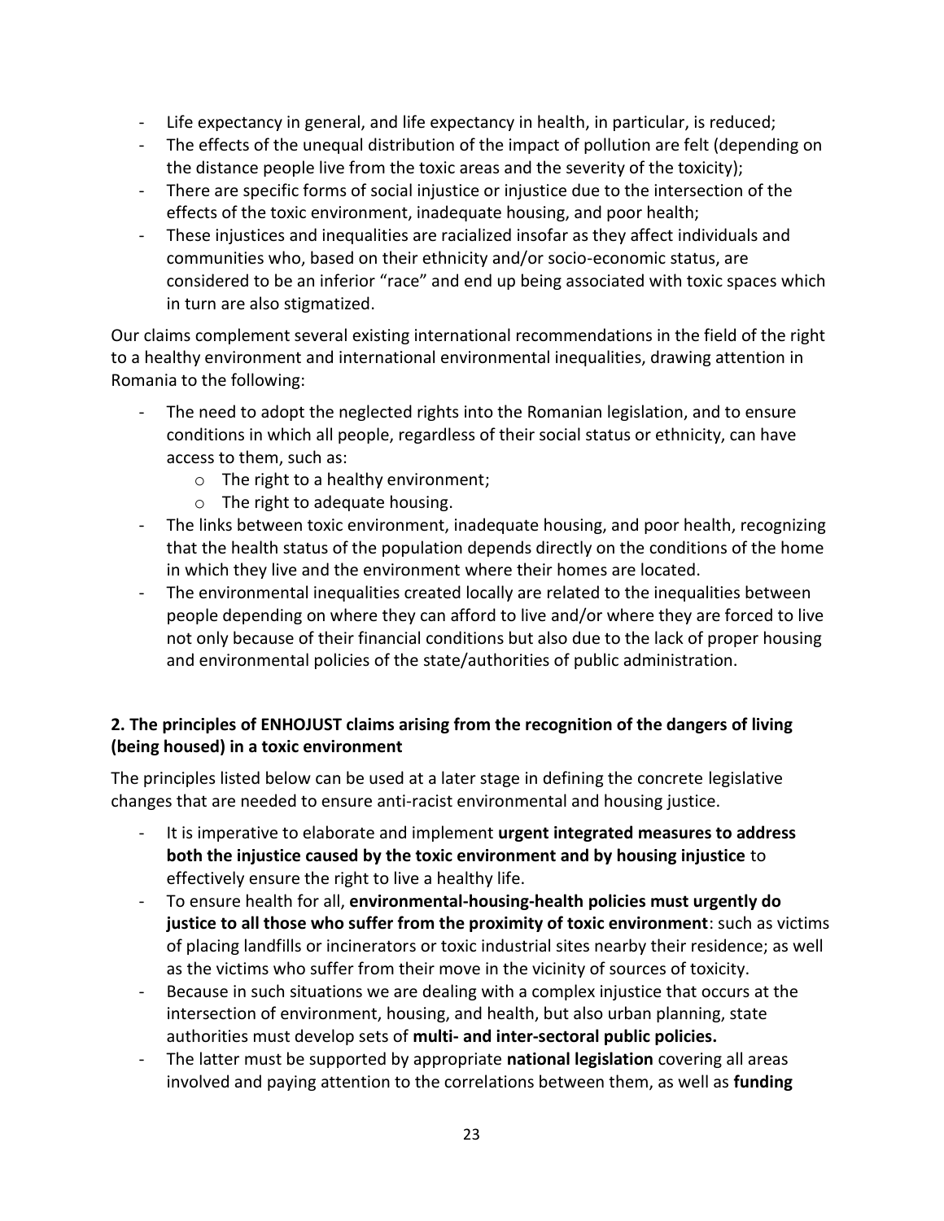- Life expectancy in general, and life expectancy in health, in particular, is reduced;
- The effects of the unequal distribution of the impact of pollution are felt (depending on the distance people live from the toxic areas and the severity of the toxicity);
- There are specific forms of social injustice or injustice due to the intersection of the effects of the toxic environment, inadequate housing, and poor health;
- These injustices and inequalities are racialized insofar as they affect individuals and communities who, based on their ethnicity and/or socio-economic status, are considered to be an inferior "race" and end up being associated with toxic spaces which in turn are also stigmatized.

Our claims complement several existing international recommendations in the field of the right to a healthy environment and international environmental inequalities, drawing attention in Romania to the following:

- The need to adopt the neglected rights into the Romanian legislation, and to ensure conditions in which all people, regardless of their social status or ethnicity, can have access to them, such as:
    - The right to a healthy environment;
    - The right to adequate housing.
- The links between toxic environment, inadequate housing, and poor health, recognizing that the health status of the population depends directly on the conditions of the home in which they live and the environment where their homes are located.
- The environmental inequalities created locally are related to the inequalities between people depending on where they can afford to live and/or where they are forced to live not only because of their financial conditions but also due to the lack of proper housing and environmental policies of the state/authorities of public administration.

### 2. The principles of ENHOJUST claims arising from the recognition of the dangers of living (being housed) in a toxic environment

The principles listed below can be used at a later stage in defining the concrete legislative changes that are needed to ensure anti-racist environmental and housing justice.

- It is imperative to elaborate and implement **urgent integrated measures to address both the injustice caused by the toxic environment and by housing injustice** to effectively ensure the right to live a healthy life.
- To ensure health for all, **environmental-housing-health policies must urgently do justice to all those who suffer from the proximity of toxic environment**: such as victims of placing landfills or incinerators or toxic industrial sites nearby their residence; as well as the victims who suffer from their move in the vicinity of sources of toxicity.
- Because in such situations we are dealing with a complex injustice that occurs at the intersection of environment, housing, and health, but also urban planning, state authorities must develop sets of **multi- and inter-sectoral public policies.**
- The latter must be supported by appropriate **national legislation** covering all areas involved and paying attention to the correlations between them, as well as **funding**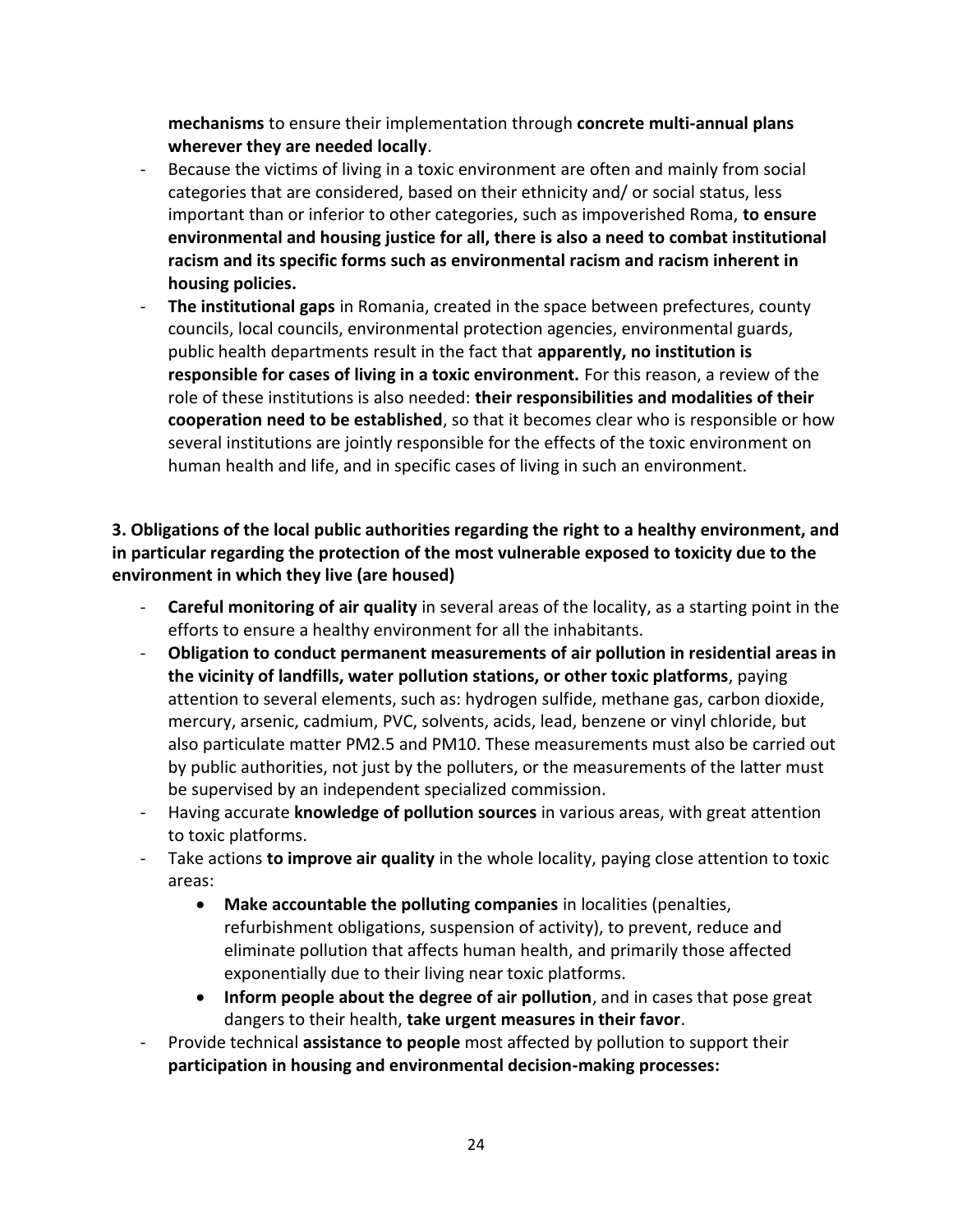**mechanisms** to ensure their implementation through **concrete multi-annual plans wherever they are needed locally**.

- Because the victims of living in a toxic environment are often and mainly from social categories that are considered, based on their ethnicity and/ or social status, less important than or inferior to other categories, such as impoverished Roma, **to ensure environmental and housing justice for all, there is also a need to combat institutional racism and its specific forms such as environmental racism and racism inherent in housing policies.**
- **The institutional gaps** in Romania, created in the space between prefectures, county councils, local councils, environmental protection agencies, environmental guards, public health departments result in the fact that **apparently, no institution is responsible for cases of living in a toxic environment.** For this reason, a review of the role of these institutions is also needed: **their responsibilities and modalities of their cooperation need to be established**, so that it becomes clear who is responsible or how several institutions are jointly responsible for the effects of the toxic environment on human health and life, and in specific cases of living in such an environment.

**3. Obligations of the local public authorities regarding the right to a healthy environment, and in particular regarding the protection of the most vulnerable exposed to toxicity due to the environment in which they live (are housed)**

- **Careful monitoring of air quality** in several areas of the locality, as a starting point in the efforts to ensure a healthy environment for all the inhabitants.
- **Obligation to conduct permanent measurements of air pollution in residential areas in the vicinity of landfills, water pollution stations, or other toxic platforms**, paying attention to several elements, such as: hydrogen sulfide, methane gas, carbon dioxide, mercury, arsenic, cadmium, PVC, solvents, acids, lead, benzene or vinyl chloride, but also particulate matter PM2.5 and PM10. These measurements must also be carried out by public authorities, not just by the polluters, or the measurements of the latter must be supervised by an independent specialized commission.
- Having accurate **knowledge of pollution sources** in various areas, with great attention to toxic platforms.
- Take actions **to improve air quality** in the whole locality, paying close attention to toxic areas:
    - **Make accountable the polluting companies** in localities (penalties, refurbishment obligations, suspension of activity), to prevent, reduce and eliminate pollution that affects human health, and primarily those affected exponentially due to their living near toxic platforms.
    - **Inform people about the degree of air pollution**, and in cases that pose great dangers to their health, **take urgent measures in their favor**.
- Provide technical **assistance to people** most affected by pollution to support their **participation in housing and environmental decision-making processes:**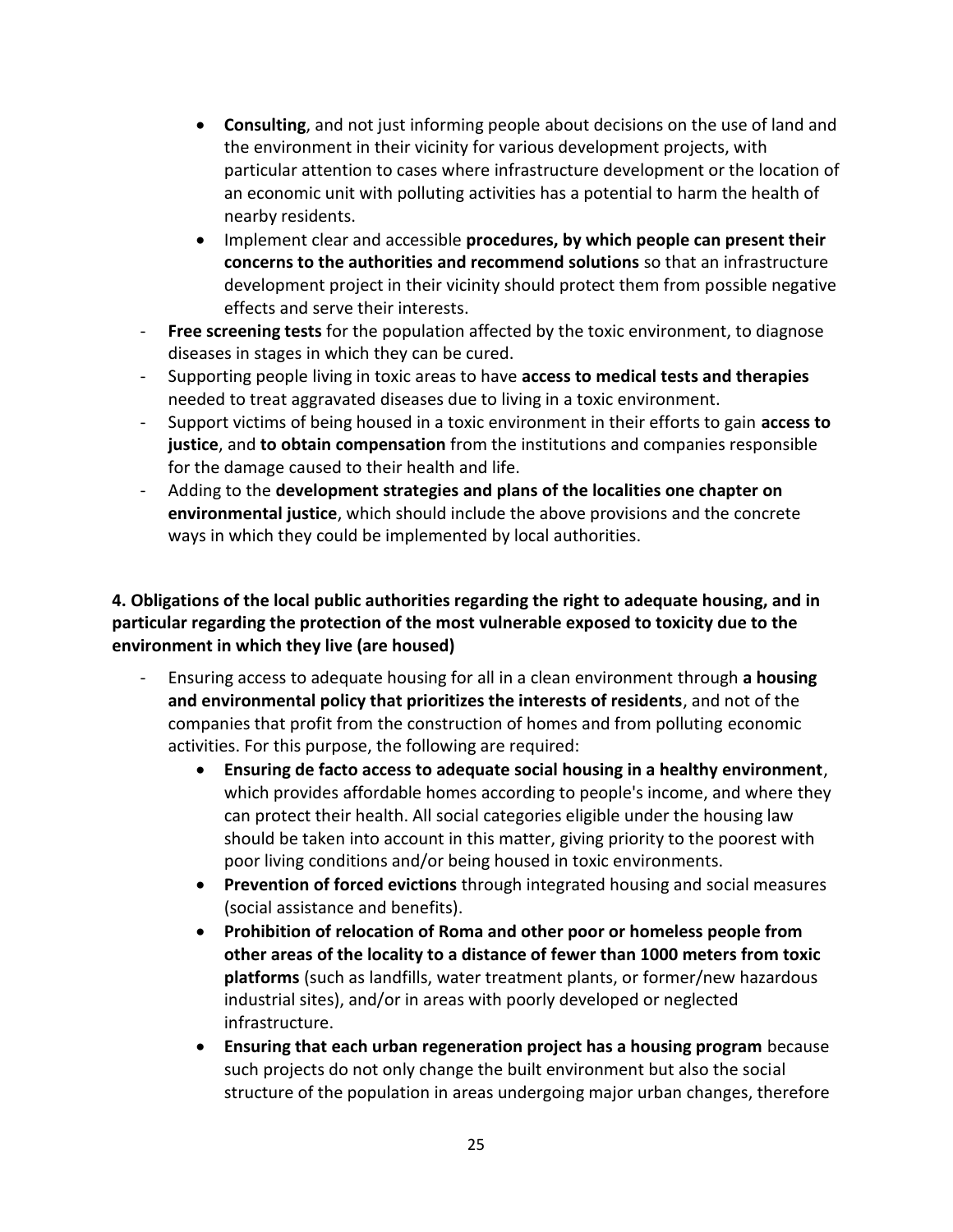- **Consulting**, and not just informing people about decisions on the use of land and the environment in their vicinity for various development projects, with particular attention to cases where infrastructure development or the location of an economic unit with polluting activities has a potential to harm the health of nearby residents.
  - Implement clear and accessible **procedures, by which people can present their concerns to the authorities and recommend solutions** so that an infrastructure development project in their vicinity should protect them from possible negative effects and serve their interests.
- **Free screening tests** for the population affected by the toxic environment, to diagnose diseases in stages in which they can be cured.
- Supporting people living in toxic areas to have **access to medical tests and therapies** needed to treat aggravated diseases due to living in a toxic environment.
- Support victims of being housed in a toxic environment in their efforts to gain **access to justice**, and **to obtain compensation** from the institutions and companies responsible for the damage caused to their health and life.
- Adding to the **development strategies and plans of the localities one chapter on environmental justice**, which should include the above provisions and the concrete ways in which they could be implemented by local authorities.

**4. Obligations of the local public authorities regarding the right to adequate housing, and in particular regarding the protection of the most vulnerable exposed to toxicity due to the environment in which they live (are housed)**

- Ensuring access to adequate housing for all in a clean environment through **a housing and environmental policy that prioritizes the interests of residents**, and not of the companies that profit from the construction of homes and from polluting economic activities. For this purpose, the following are required:
  - **Ensuring de facto access to adequate social housing in a healthy environment**, which provides affordable homes according to people's income, and where they can protect their health. All social categories eligible under the housing law should be taken into account in this matter, giving priority to the poorest with poor living conditions and/or being housed in toxic environments.
  - **Prevention of forced evictions** through integrated housing and social measures (social assistance and benefits).
  - **Prohibition of relocation of Roma and other poor or homeless people from other areas of the locality to a distance of fewer than 1000 meters from toxic platforms** (such as landfills, water treatment plants, or former/new hazardous industrial sites), and/or in areas with poorly developed or neglected infrastructure.
  - **Ensuring that each urban regeneration project has a housing program** because such projects do not only change the built environment but also the social structure of the population in areas undergoing major urban changes, therefore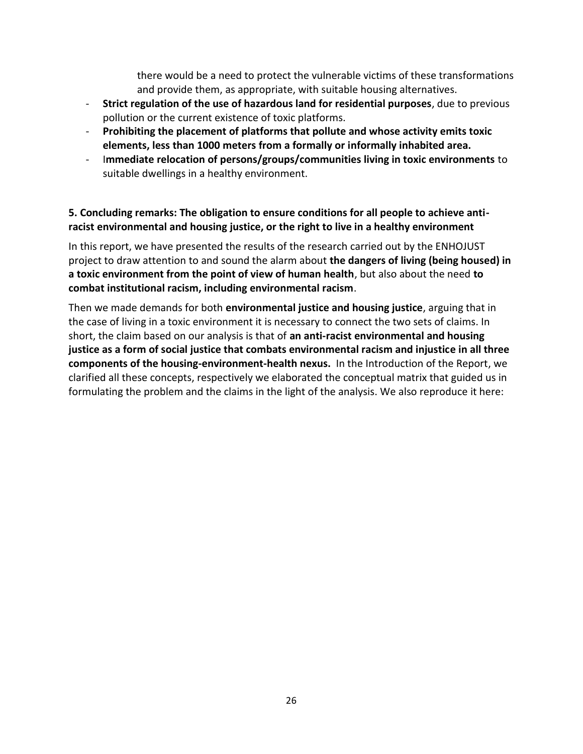there would be a need to protect the vulnerable victims of these transformations and provide them, as appropriate, with suitable housing alternatives.

- **Strict regulation of the use of hazardous land for residential purposes**, due to previous pollution or the current existence of toxic platforms.
- **Prohibiting the placement of platforms that pollute and whose activity emits toxic elements, less than 1000 meters from a formally or informally inhabited area.**
- I**mmediate relocation of persons/groups/communities living in toxic environments** to suitable dwellings in a healthy environment.

### 5. Concluding remarks: The obligation to ensure conditions for all people to achieve anti-racist environmental and housing justice, or the right to live in a healthy environment

In this report, we have presented the results of the research carried out by the ENHOJUST project to draw attention to and sound the alarm about **the dangers of living (being housed) in a toxic environment from the point of view of human health**, but also about the need **to combat institutional racism, including environmental racism**.

Then we made demands for both **environmental justice and housing justice**, arguing that in the case of living in a toxic environment it is necessary to connect the two sets of claims. In short, the claim based on our analysis is that of **an anti-racist environmental and housing justice as a form of social justice that combats environmental racism and injustice in all three components of the housing-environment-health nexus.** In the Introduction of the Report, we clarified all these concepts, respectively we elaborated the conceptual matrix that guided us in formulating the problem and the claims in the light of the analysis. We also reproduce it here: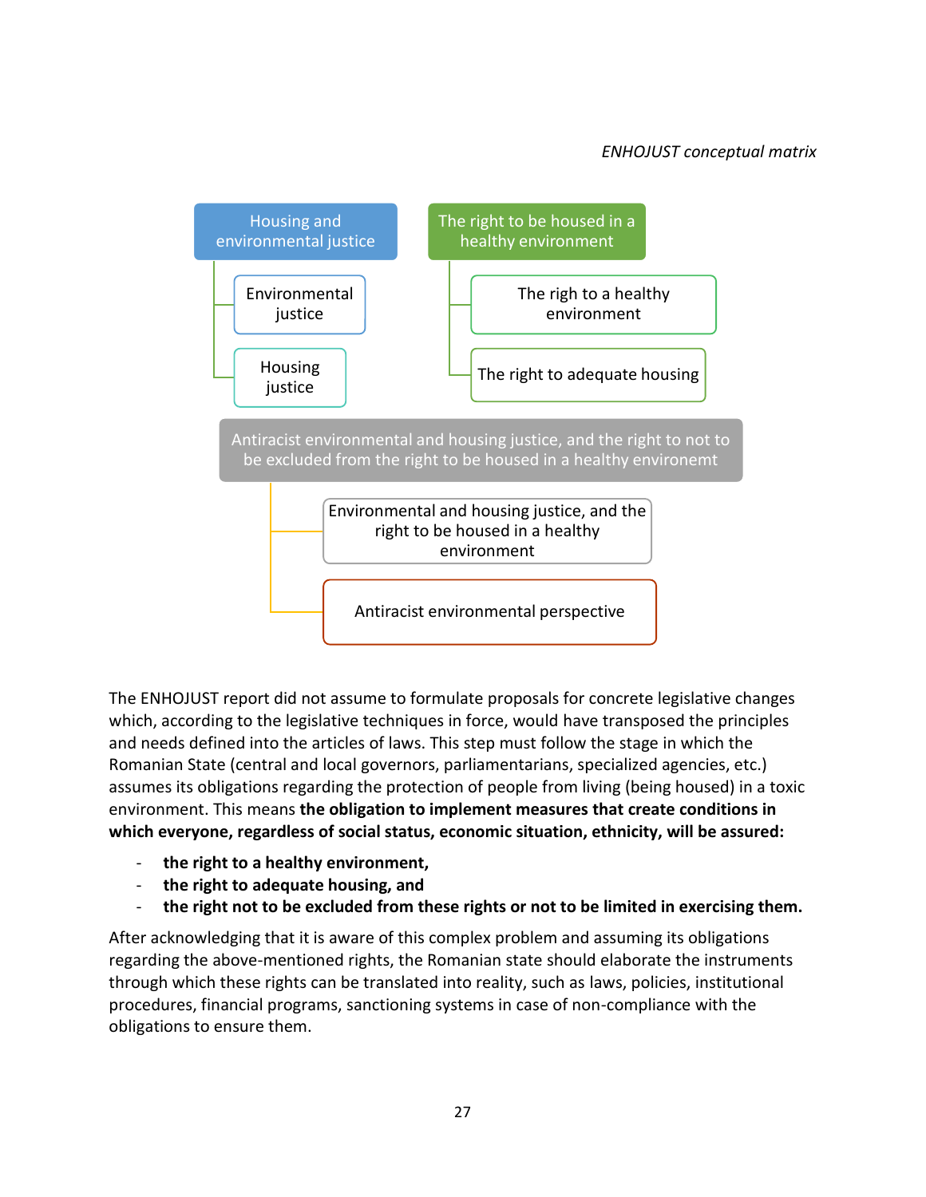*ENHOJUST conceptual matrix*

Housing and environmental justice

Environmental justice

Housing justice

The right to be housed in a healthy environment

The righ to a healthy environment

The right to adequate housing

Antiracist environmental and housing justice, and the right to not to be excluded from the right to be housed in a healthy environemt

Environmental and housing justice, and the right to be housed in a healthy environment

Antiracist environmental perspective

The ENHOJUST report did not assume to formulate proposals for concrete legislative changes which, according to the legislative techniques in force, would have transposed the principles and needs defined into the articles of laws. This step must follow the stage in which the Romanian State (central and local governors, parliamentarians, specialized agencies, etc.) assumes its obligations regarding the protection of people from living (being housed) in a toxic environment. This means **the obligation to implement measures that create conditions in which everyone, regardless of social status, economic situation, ethnicity, will be assured:**

- **the right to a healthy environment,**
- **the right to adequate housing, and**
- **the right not to be excluded from these rights or not to be limited in exercising them.**

After acknowledging that it is aware of this complex problem and assuming its obligations regarding the above-mentioned rights, the Romanian state should elaborate the instruments through which these rights can be translated into reality, such as laws, policies, institutional procedures, financial programs, sanctioning systems in case of non-compliance with the obligations to ensure them.